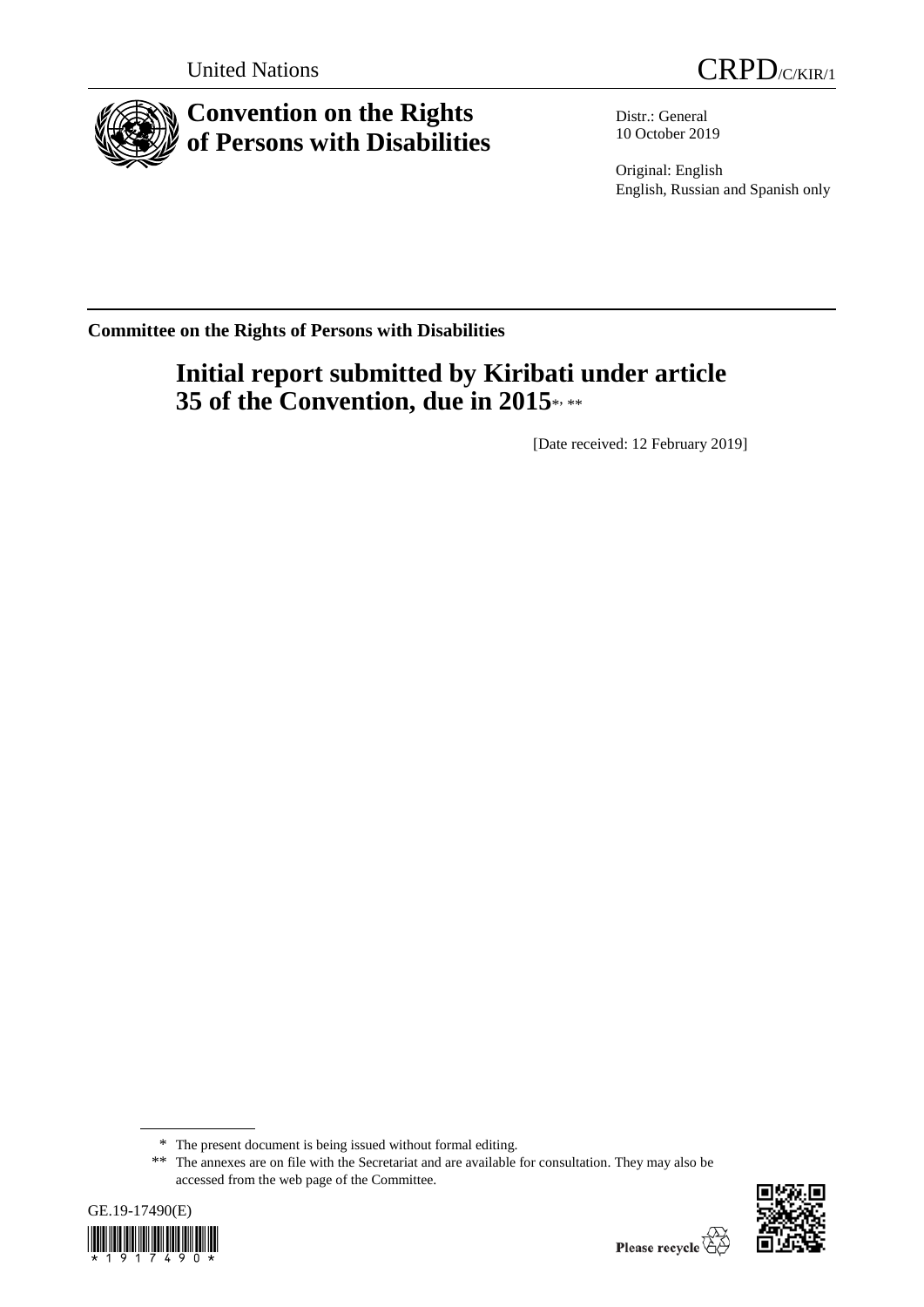United Nations

CRPD/C/KIR/1

# Convention on the Rights of Persons with Disabilities

Distr.: General
10 October 2019

Original: English
English, Russian and Spanish only

**Committee on the Rights of Persons with Disabilities**

## Initial report submitted by Kiribati under article 35 of the Convention, due in 2015[*, **]

[Date received: 12 February 2019]

---

\* The present document is being issued without formal editing.

\*\* The annexes are on file with the Secretariat and are available for consultation. They may also be accessed from the web page of the Committee.

GE.19-17490(E)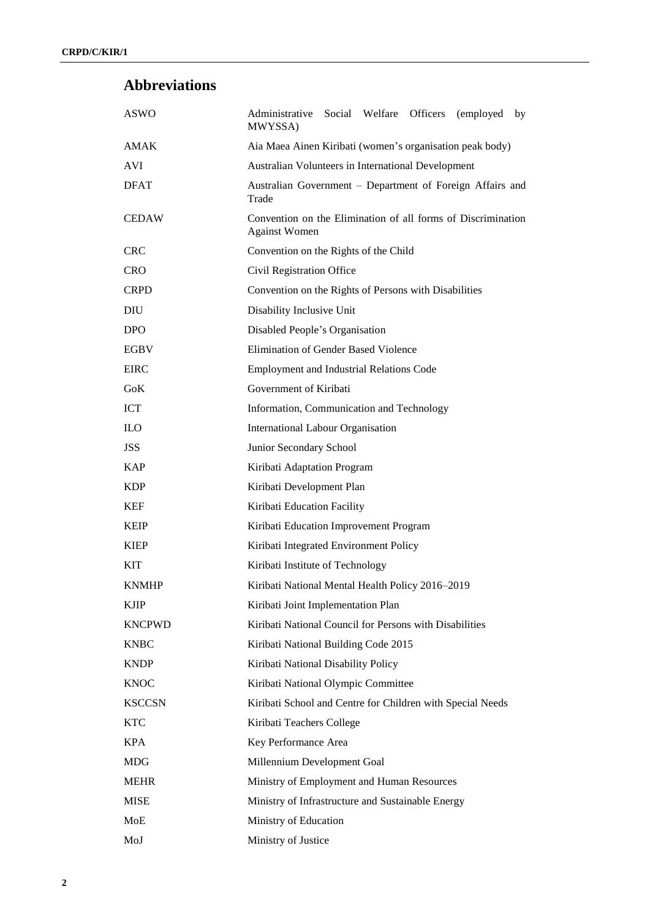## Abbreviations

| | |
|---|---|
| ASWO | Administrative Social Welfare Officers (employed by MWYSSA) |
| AMAK | Aia Maea Ainen Kiribati (women's organisation peak body) |
| AVI | Australian Volunteers in International Development |
| DFAT | Australian Government – Department of Foreign Affairs and Trade |
| CEDAW | Convention on the Elimination of all forms of Discrimination Against Women |
| CRC | Convention on the Rights of the Child |
| CRO | Civil Registration Office |
| CRPD | Convention on the Rights of Persons with Disabilities |
| DIU | Disability Inclusive Unit |
| DPO | Disabled People's Organisation |
| EGBV | Elimination of Gender Based Violence |
| EIRC | Employment and Industrial Relations Code |
| GoK | Government of Kiribati |
| ICT | Information, Communication and Technology |
| ILO | International Labour Organisation |
| JSS | Junior Secondary School |
| KAP | Kiribati Adaptation Program |
| KDP | Kiribati Development Plan |
| KEF | Kiribati Education Facility |
| KEIP | Kiribati Education Improvement Program |
| KIEP | Kiribati Integrated Environment Policy |
| KIT | Kiribati Institute of Technology |
| KNMHP | Kiribati National Mental Health Policy 2016–2019 |
| KJIP | Kiribati Joint Implementation Plan |
| KNCPWD | Kiribati National Council for Persons with Disabilities |
| KNBC | Kiribati National Building Code 2015 |
| KNDP | Kiribati National Disability Policy |
| KNOC | Kiribati National Olympic Committee |
| KSCCSN | Kiribati School and Centre for Children with Special Needs |
| KTC | Kiribati Teachers College |
| KPA | Key Performance Area |
| MDG | Millennium Development Goal |
| MEHR | Ministry of Employment and Human Resources |
| MISE | Ministry of Infrastructure and Sustainable Energy |
| MoE | Ministry of Education |
| MoJ | Ministry of Justice |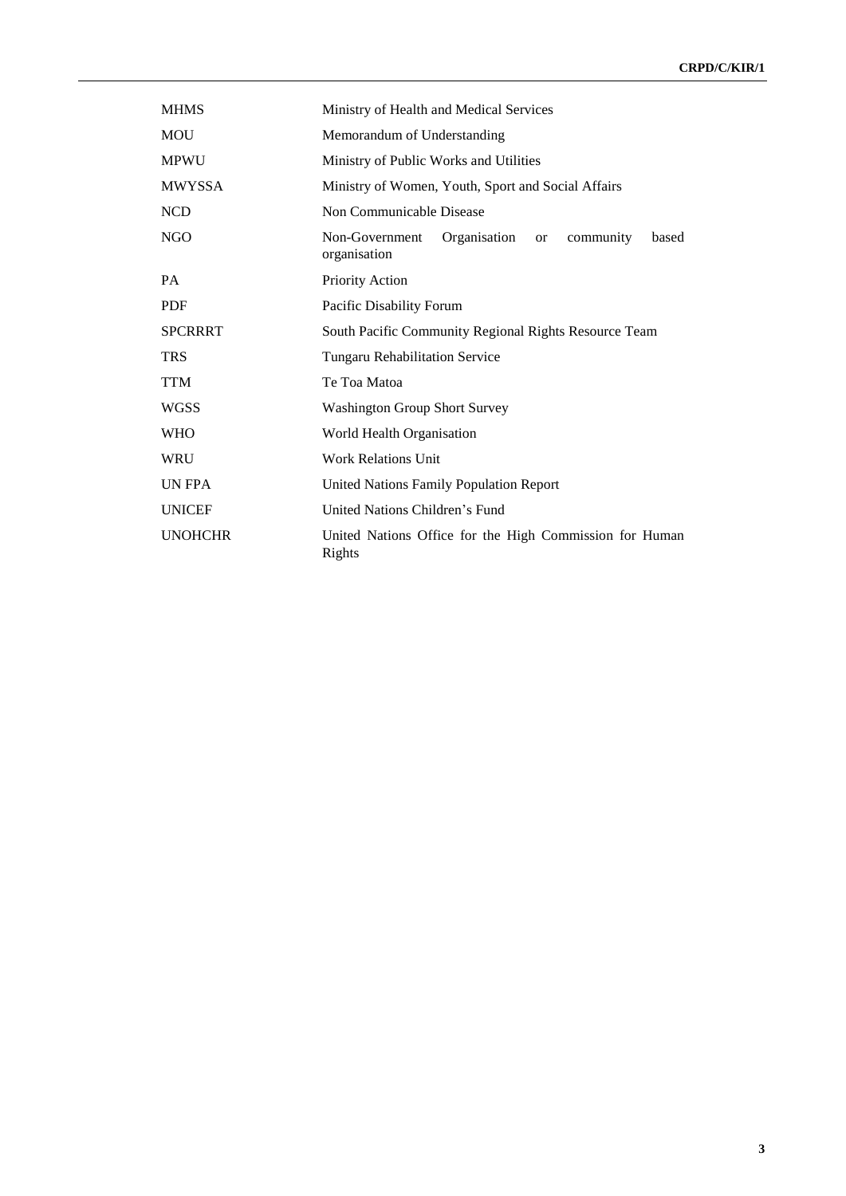| | |
|---|---|
| MHMS | Ministry of Health and Medical Services |
| MOU | Memorandum of Understanding |
| MPWU | Ministry of Public Works and Utilities |
| MWYSSA | Ministry of Women, Youth, Sport and Social Affairs |
| NCD | Non Communicable Disease |
| NGO | Non-Government Organisation or community based organisation |
| PA | Priority Action |
| PDF | Pacific Disability Forum |
| SPCRRRT | South Pacific Community Regional Rights Resource Team |
| TRS | Tungaru Rehabilitation Service |
| TTM | Te Toa Matoa |
| WGSS | Washington Group Short Survey |
| WHO | World Health Organisation |
| WRU | Work Relations Unit |
| UN FPA | United Nations Family Population Report |
| UNICEF | United Nations Children's Fund |
| UNOHCHR | United Nations Office for the High Commission for Human Rights |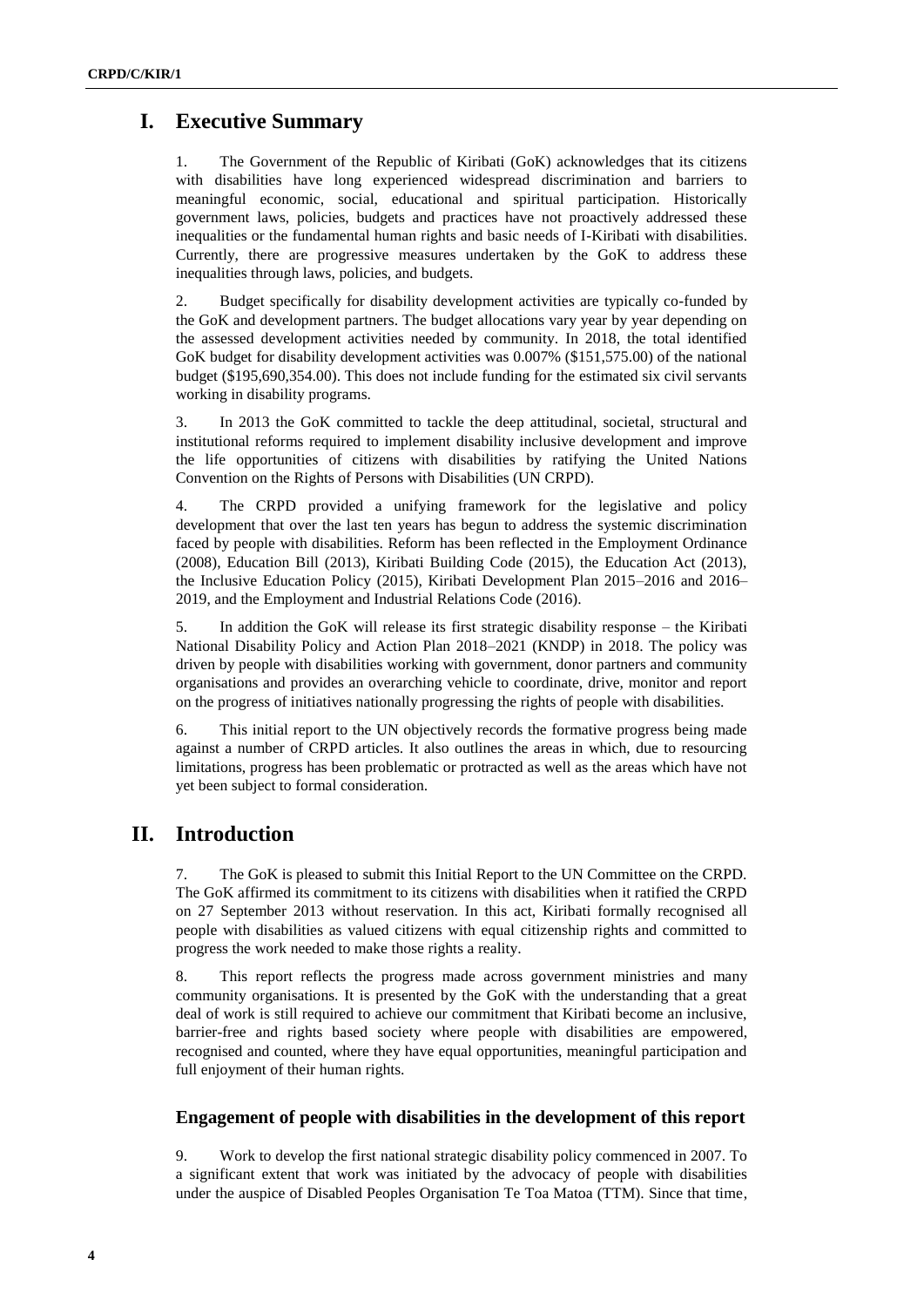# I. Executive Summary

1. The Government of the Republic of Kiribati (GoK) acknowledges that its citizens with disabilities have long experienced widespread discrimination and barriers to meaningful economic, social, educational and spiritual participation. Historically government laws, policies, budgets and practices have not proactively addressed these inequalities or the fundamental human rights and basic needs of I-Kiribati with disabilities. Currently, there are progressive measures undertaken by the GoK to address these inequalities through laws, policies, and budgets.

2. Budget specifically for disability development activities are typically co-funded by the GoK and development partners. The budget allocations vary year by year depending on the assessed development activities needed by community. In 2018, the total identified GoK budget for disability development activities was 0.007% ($151,575.00) of the national budget ($195,690,354.00). This does not include funding for the estimated six civil servants working in disability programs.

3. In 2013 the GoK committed to tackle the deep attitudinal, societal, structural and institutional reforms required to implement disability inclusive development and improve the life opportunities of citizens with disabilities by ratifying the United Nations Convention on the Rights of Persons with Disabilities (UN CRPD).

4. The CRPD provided a unifying framework for the legislative and policy development that over the last ten years has begun to address the systemic discrimination faced by people with disabilities. Reform has been reflected in the Employment Ordinance (2008), Education Bill (2013), Kiribati Building Code (2015), the Education Act (2013), the Inclusive Education Policy (2015), Kiribati Development Plan 2015–2016 and 2016–2019, and the Employment and Industrial Relations Code (2016).

5. In addition the GoK will release its first strategic disability response – the Kiribati National Disability Policy and Action Plan 2018–2021 (KNDP) in 2018. The policy was driven by people with disabilities working with government, donor partners and community organisations and provides an overarching vehicle to coordinate, drive, monitor and report on the progress of initiatives nationally progressing the rights of people with disabilities.

6. This initial report to the UN objectively records the formative progress being made against a number of CRPD articles. It also outlines the areas in which, due to resourcing limitations, progress has been problematic or protracted as well as the areas which have not yet been subject to formal consideration.

# II. Introduction

7. The GoK is pleased to submit this Initial Report to the UN Committee on the CRPD. The GoK affirmed its commitment to its citizens with disabilities when it ratified the CRPD on 27 September 2013 without reservation. In this act, Kiribati formally recognised all people with disabilities as valued citizens with equal citizenship rights and committed to progress the work needed to make those rights a reality.

8. This report reflects the progress made across government ministries and many community organisations. It is presented by the GoK with the understanding that a great deal of work is still required to achieve our commitment that Kiribati become an inclusive, barrier-free and rights based society where people with disabilities are empowered, recognised and counted, where they have equal opportunities, meaningful participation and full enjoyment of their human rights.

## Engagement of people with disabilities in the development of this report

9. Work to develop the first national strategic disability policy commenced in 2007. To a significant extent that work was initiated by the advocacy of people with disabilities under the auspice of Disabled Peoples Organisation Te Toa Matoa (TTM). Since that time,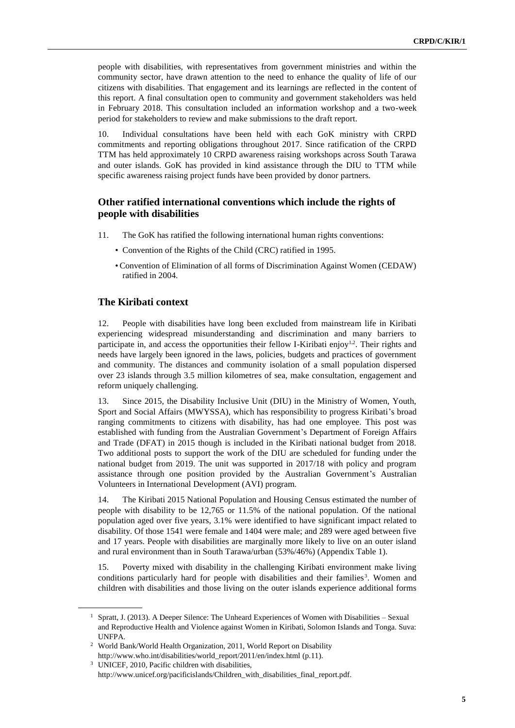people with disabilities, with representatives from government ministries and within the community sector, have drawn attention to the need to enhance the quality of life of our citizens with disabilities. That engagement and its learnings are reflected in the content of this report. A final consultation open to community and government stakeholders was held in February 2018. This consultation included an information workshop and a two-week period for stakeholders to review and make submissions to the draft report.

10. Individual consultations have been held with each GoK ministry with CRPD commitments and reporting obligations throughout 2017. Since ratification of the CRPD TTM has held approximately 10 CRPD awareness raising workshops across South Tarawa and outer islands. GoK has provided in kind assistance through the DIU to TTM while specific awareness raising project funds have been provided by donor partners.

## Other ratified international conventions which include the rights of people with disabilities

11. The GoK has ratified the following international human rights conventions:

- Convention of the Rights of the Child (CRC) ratified in 1995.
- Convention of Elimination of all forms of Discrimination Against Women (CEDAW) ratified in 2004.

## The Kiribati context

12. People with disabilities have long been excluded from mainstream life in Kiribati experiencing widespread misunderstanding and discrimination and many barriers to participate in, and access the opportunities their fellow I-Kiribati enjoy[1,2]. Their rights and needs have largely been ignored in the laws, policies, budgets and practices of government and community. The distances and community isolation of a small population dispersed over 23 islands through 3.5 million kilometres of sea, make consultation, engagement and reform uniquely challenging.

13. Since 2015, the Disability Inclusive Unit (DIU) in the Ministry of Women, Youth, Sport and Social Affairs (MWYSSA), which has responsibility to progress Kiribati's broad ranging commitments to citizens with disability, has had one employee. This post was established with funding from the Australian Government's Department of Foreign Affairs and Trade (DFAT) in 2015 though is included in the Kiribati national budget from 2018. Two additional posts to support the work of the DIU are scheduled for funding under the national budget from 2019. The unit was supported in 2017/18 with policy and program assistance through one position provided by the Australian Government's Australian Volunteers in International Development (AVI) program.

14. The Kiribati 2015 National Population and Housing Census estimated the number of people with disability to be 12,765 or 11.5% of the national population. Of the national population aged over five years, 3.1% were identified to have significant impact related to disability. Of those 1541 were female and 1404 were male; and 289 were aged between five and 17 years. People with disabilities are marginally more likely to live on an outer island and rural environment than in South Tarawa/urban (53%/46%) (Appendix Table 1).

15. Poverty mixed with disability in the challenging Kiribati environment make living conditions particularly hard for people with disabilities and their families[3]. Women and children with disabilities and those living on the outer islands experience additional forms

---

[1] Spratt, J. (2013). A Deeper Silence: The Unheard Experiences of Women with Disabilities – Sexual and Reproductive Health and Violence against Women in Kiribati, Solomon Islands and Tonga. Suva: UNFPA.

[2] World Bank/World Health Organization, 2011, World Report on Disability http://www.who.int/disabilities/world_report/2011/en/index.html (p.11).

[3] UNICEF, 2010, Pacific children with disabilities, http://www.unicef.org/pacificislands/Children_with_disabilities_final_report.pdf.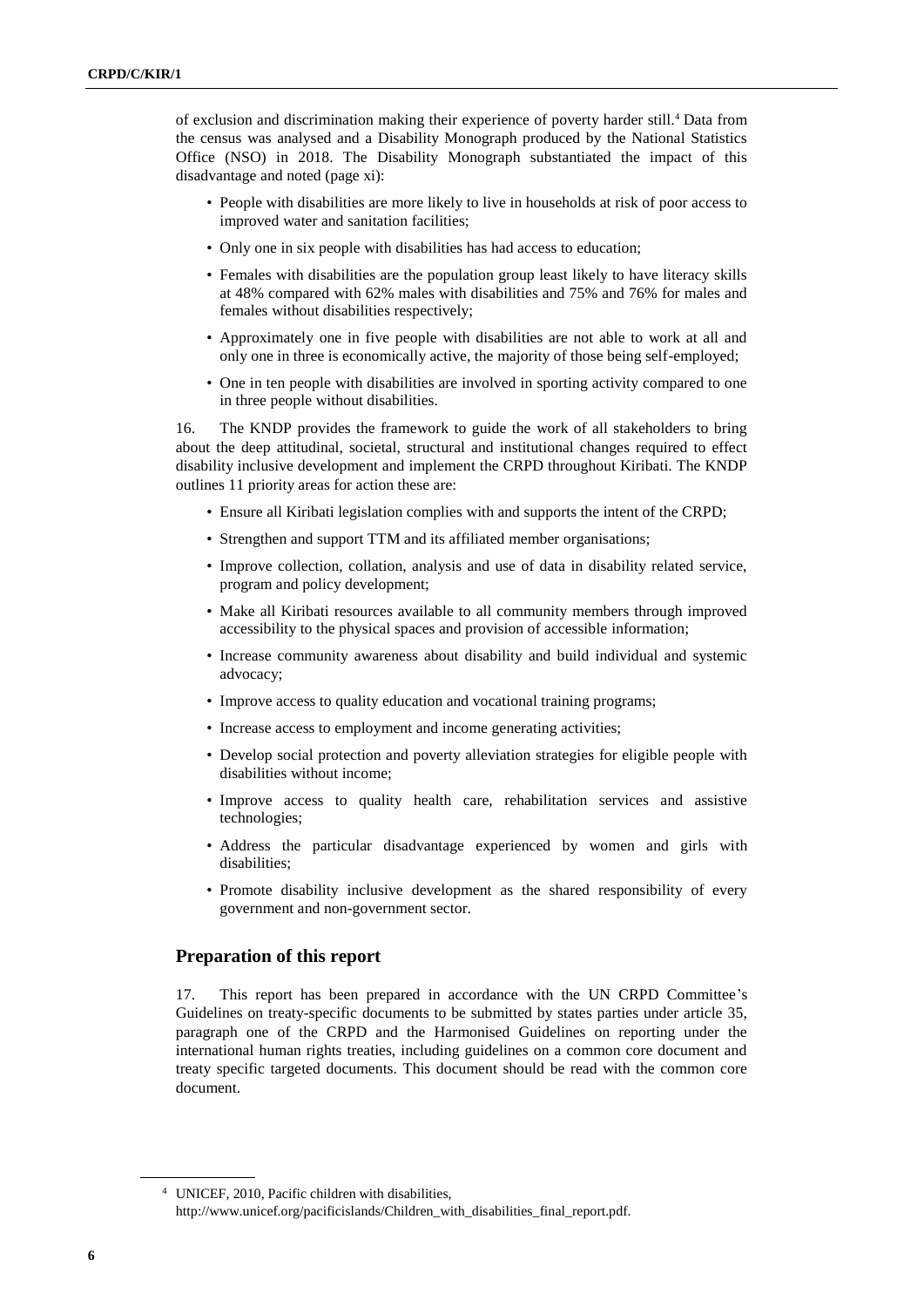of exclusion and discrimination making their experience of poverty harder still.[4] Data from the census was analysed and a Disability Monograph produced by the National Statistics Office (NSO) in 2018. The Disability Monograph substantiated the impact of this disadvantage and noted (page xi):

- People with disabilities are more likely to live in households at risk of poor access to improved water and sanitation facilities;
- Only one in six people with disabilities has had access to education;
- Females with disabilities are the population group least likely to have literacy skills at 48% compared with 62% males with disabilities and 75% and 76% for males and females without disabilities respectively;
- Approximately one in five people with disabilities are not able to work at all and only one in three is economically active, the majority of those being self-employed;
- One in ten people with disabilities are involved in sporting activity compared to one in three people without disabilities.

16. The KNDP provides the framework to guide the work of all stakeholders to bring about the deep attitudinal, societal, structural and institutional changes required to effect disability inclusive development and implement the CRPD throughout Kiribati. The KNDP outlines 11 priority areas for action these are:

- Ensure all Kiribati legislation complies with and supports the intent of the CRPD;
- Strengthen and support TTM and its affiliated member organisations;
- Improve collection, collation, analysis and use of data in disability related service, program and policy development;
- Make all Kiribati resources available to all community members through improved accessibility to the physical spaces and provision of accessible information;
- Increase community awareness about disability and build individual and systemic advocacy;
- Improve access to quality education and vocational training programs;
- Increase access to employment and income generating activities;
- Develop social protection and poverty alleviation strategies for eligible people with disabilities without income;
- Improve access to quality health care, rehabilitation services and assistive technologies;
- Address the particular disadvantage experienced by women and girls with disabilities;
- Promote disability inclusive development as the shared responsibility of every government and non-government sector.

## Preparation of this report

17. This report has been prepared in accordance with the UN CRPD Committee's Guidelines on treaty-specific documents to be submitted by states parties under article 35, paragraph one of the CRPD and the Harmonised Guidelines on reporting under the international human rights treaties, including guidelines on a common core document and treaty specific targeted documents. This document should be read with the common core document.

---

[4] UNICEF, 2010, Pacific children with disabilities, http://www.unicef.org/pacificislands/Children_with_disabilities_final_report.pdf.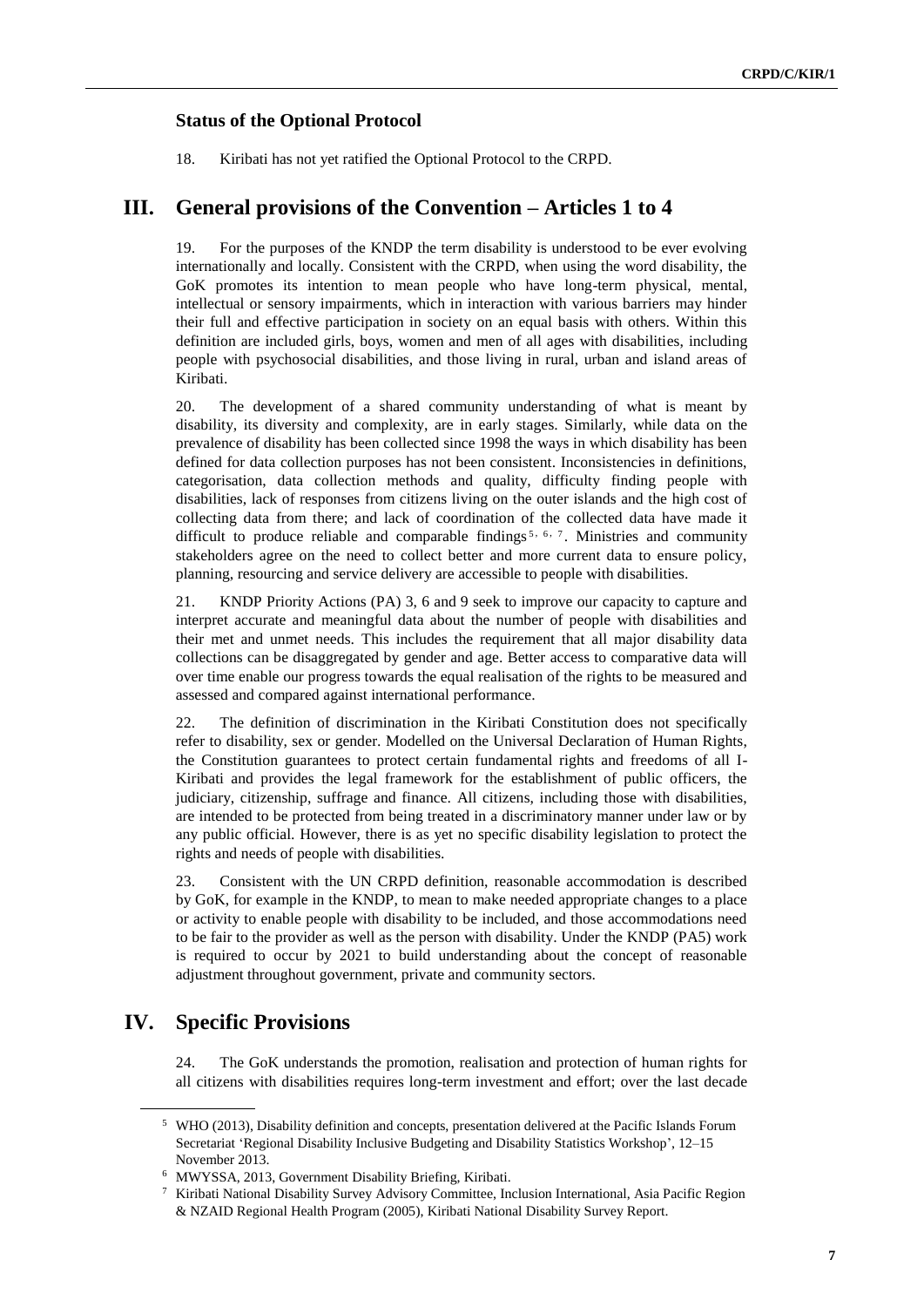### Status of the Optional Protocol

18. Kiribati has not yet ratified the Optional Protocol to the CRPD.

## III. General provisions of the Convention – Articles 1 to 4

19. For the purposes of the KNDP the term disability is understood to be ever evolving internationally and locally. Consistent with the CRPD, when using the word disability, the GoK promotes its intention to mean people who have long-term physical, mental, intellectual or sensory impairments, which in interaction with various barriers may hinder their full and effective participation in society on an equal basis with others. Within this definition are included girls, boys, women and men of all ages with disabilities, including people with psychosocial disabilities, and those living in rural, urban and island areas of Kiribati.

20. The development of a shared community understanding of what is meant by disability, its diversity and complexity, are in early stages. Similarly, while data on the prevalence of disability has been collected since 1998 the ways in which disability has been defined for data collection purposes has not been consistent. Inconsistencies in definitions, categorisation, data collection methods and quality, difficulty finding people with disabilities, lack of responses from citizens living on the outer islands and the high cost of collecting data from there; and lack of coordination of the collected data have made it difficult to produce reliable and comparable findings[5, 6, 7]. Ministries and community stakeholders agree on the need to collect better and more current data to ensure policy, planning, resourcing and service delivery are accessible to people with disabilities.

21. KNDP Priority Actions (PA) 3, 6 and 9 seek to improve our capacity to capture and interpret accurate and meaningful data about the number of people with disabilities and their met and unmet needs. This includes the requirement that all major disability data collections can be disaggregated by gender and age. Better access to comparative data will over time enable our progress towards the equal realisation of the rights to be measured and assessed and compared against international performance.

22. The definition of discrimination in the Kiribati Constitution does not specifically refer to disability, sex or gender. Modelled on the Universal Declaration of Human Rights, the Constitution guarantees to protect certain fundamental rights and freedoms of all I-Kiribati and provides the legal framework for the establishment of public officers, the judiciary, citizenship, suffrage and finance. All citizens, including those with disabilities, are intended to be protected from being treated in a discriminatory manner under law or by any public official. However, there is as yet no specific disability legislation to protect the rights and needs of people with disabilities.

23. Consistent with the UN CRPD definition, reasonable accommodation is described by GoK, for example in the KNDP, to mean to make needed appropriate changes to a place or activity to enable people with disability to be included, and those accommodations need to be fair to the provider as well as the person with disability. Under the KNDP (PA5) work is required to occur by 2021 to build understanding about the concept of reasonable adjustment throughout government, private and community sectors.

## IV. Specific Provisions

24. The GoK understands the promotion, realisation and protection of human rights for all citizens with disabilities requires long-term investment and effort; over the last decade

---

[5] WHO (2013), Disability definition and concepts, presentation delivered at the Pacific Islands Forum Secretariat 'Regional Disability Inclusive Budgeting and Disability Statistics Workshop', 12–15 November 2013.

[6] MWYSSA, 2013, Government Disability Briefing, Kiribati.

[7] Kiribati National Disability Survey Advisory Committee, Inclusion International, Asia Pacific Region & NZAID Regional Health Program (2005), Kiribati National Disability Survey Report.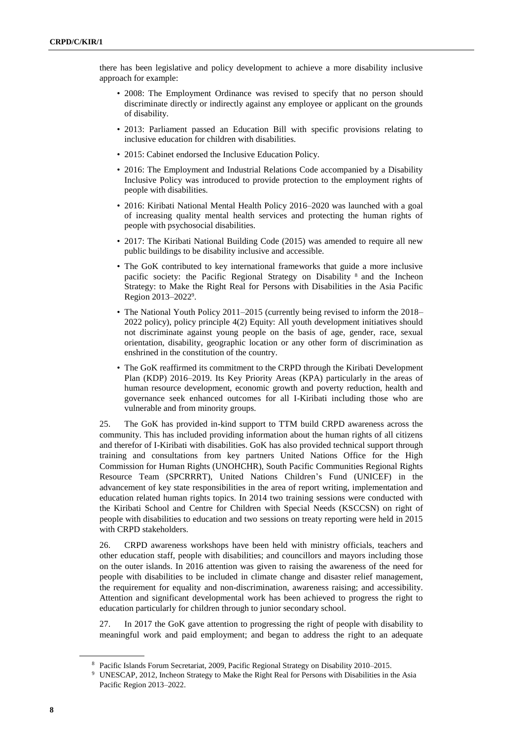there has been legislative and policy development to achieve a more disability inclusive approach for example:

- 2008: The Employment Ordinance was revised to specify that no person should discriminate directly or indirectly against any employee or applicant on the grounds of disability.
- 2013: Parliament passed an Education Bill with specific provisions relating to inclusive education for children with disabilities.
- 2015: Cabinet endorsed the Inclusive Education Policy.
- 2016: The Employment and Industrial Relations Code accompanied by a Disability Inclusive Policy was introduced to provide protection to the employment rights of people with disabilities.
- 2016: Kiribati National Mental Health Policy 2016–2020 was launched with a goal of increasing quality mental health services and protecting the human rights of people with psychosocial disabilities.
- 2017: The Kiribati National Building Code (2015) was amended to require all new public buildings to be disability inclusive and accessible.
- The GoK contributed to key international frameworks that guide a more inclusive pacific society: the Pacific Regional Strategy on Disability [8] and the Incheon Strategy: to Make the Right Real for Persons with Disabilities in the Asia Pacific Region 2013–2022[9].
- The National Youth Policy 2011–2015 (currently being revised to inform the 2018–2022 policy), policy principle 4(2) Equity: All youth development initiatives should not discriminate against young people on the basis of age, gender, race, sexual orientation, disability, geographic location or any other form of discrimination as enshrined in the constitution of the country.
- The GoK reaffirmed its commitment to the CRPD through the Kiribati Development Plan (KDP) 2016–2019. Its Key Priority Areas (KPA) particularly in the areas of human resource development, economic growth and poverty reduction, health and governance seek enhanced outcomes for all I-Kiribati including those who are vulnerable and from minority groups.

25. The GoK has provided in-kind support to TTM build CRPD awareness across the community. This has included providing information about the human rights of all citizens and therefor of I-Kiribati with disabilities. GoK has also provided technical support through training and consultations from key partners United Nations Office for the High Commission for Human Rights (UNOHCHR), South Pacific Communities Regional Rights Resource Team (SPCRRRT), United Nations Children's Fund (UNICEF) in the advancement of key state responsibilities in the area of report writing, implementation and education related human rights topics. In 2014 two training sessions were conducted with the Kiribati School and Centre for Children with Special Needs (KSCCSN) on right of people with disabilities to education and two sessions on treaty reporting were held in 2015 with CRPD stakeholders.

26. CRPD awareness workshops have been held with ministry officials, teachers and other education staff, people with disabilities; and councillors and mayors including those on the outer islands. In 2016 attention was given to raising the awareness of the need for people with disabilities to be included in climate change and disaster relief management, the requirement for equality and non-discrimination, awareness raising; and accessibility. Attention and significant developmental work has been achieved to progress the right to education particularly for children through to junior secondary school.

27. In 2017 the GoK gave attention to progressing the right of people with disability to meaningful work and paid employment; and began to address the right to an adequate

[8] Pacific Islands Forum Secretariat, 2009, Pacific Regional Strategy on Disability 2010–2015.

[9] UNESCAP, 2012, Incheon Strategy to Make the Right Real for Persons with Disabilities in the Asia Pacific Region 2013–2022.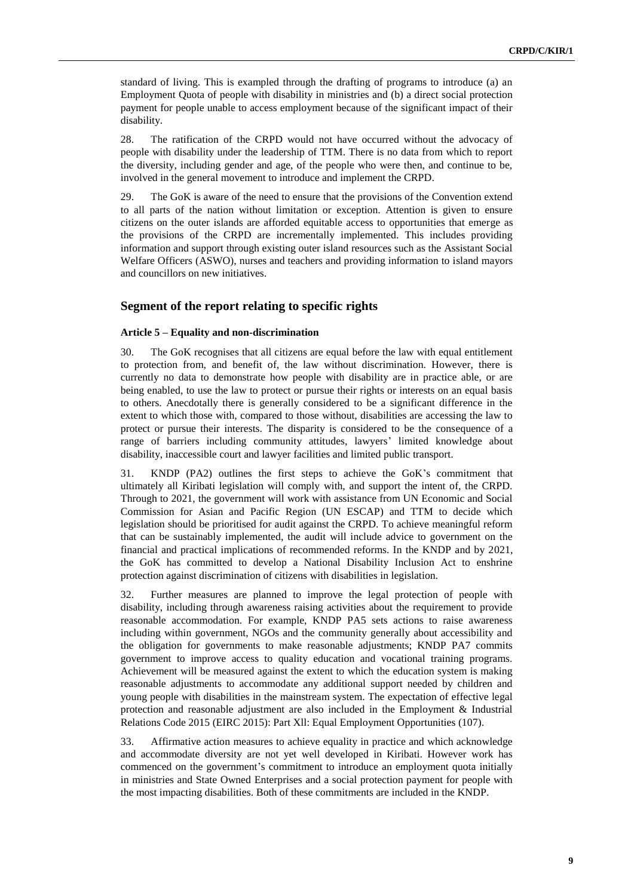standard of living. This is exampled through the drafting of programs to introduce (a) an Employment Quota of people with disability in ministries and (b) a direct social protection payment for people unable to access employment because of the significant impact of their disability.

28. The ratification of the CRPD would not have occurred without the advocacy of people with disability under the leadership of TTM. There is no data from which to report the diversity, including gender and age, of the people who were then, and continue to be, involved in the general movement to introduce and implement the CRPD.

29. The GoK is aware of the need to ensure that the provisions of the Convention extend to all parts of the nation without limitation or exception. Attention is given to ensure citizens on the outer islands are afforded equitable access to opportunities that emerge as the provisions of the CRPD are incrementally implemented. This includes providing information and support through existing outer island resources such as the Assistant Social Welfare Officers (ASWO), nurses and teachers and providing information to island mayors and councillors on new initiatives.

## Segment of the report relating to specific rights

### Article 5 – Equality and non-discrimination

30. The GoK recognises that all citizens are equal before the law with equal entitlement to protection from, and benefit of, the law without discrimination. However, there is currently no data to demonstrate how people with disability are in practice able, or are being enabled, to use the law to protect or pursue their rights or interests on an equal basis to others. Anecdotally there is generally considered to be a significant difference in the extent to which those with, compared to those without, disabilities are accessing the law to protect or pursue their interests. The disparity is considered to be the consequence of a range of barriers including community attitudes, lawyers' limited knowledge about disability, inaccessible court and lawyer facilities and limited public transport.

31. KNDP (PA2) outlines the first steps to achieve the GoK's commitment that ultimately all Kiribati legislation will comply with, and support the intent of, the CRPD. Through to 2021, the government will work with assistance from UN Economic and Social Commission for Asian and Pacific Region (UN ESCAP) and TTM to decide which legislation should be prioritised for audit against the CRPD. To achieve meaningful reform that can be sustainably implemented, the audit will include advice to government on the financial and practical implications of recommended reforms. In the KNDP and by 2021, the GoK has committed to develop a National Disability Inclusion Act to enshrine protection against discrimination of citizens with disabilities in legislation.

32. Further measures are planned to improve the legal protection of people with disability, including through awareness raising activities about the requirement to provide reasonable accommodation. For example, KNDP PA5 sets actions to raise awareness including within government, NGOs and the community generally about accessibility and the obligation for governments to make reasonable adjustments; KNDP PA7 commits government to improve access to quality education and vocational training programs. Achievement will be measured against the extent to which the education system is making reasonable adjustments to accommodate any additional support needed by children and young people with disabilities in the mainstream system. The expectation of effective legal protection and reasonable adjustment are also included in the Employment & Industrial Relations Code 2015 (EIRC 2015): Part Xll: Equal Employment Opportunities (107).

33. Affirmative action measures to achieve equality in practice and which acknowledge and accommodate diversity are not yet well developed in Kiribati. However work has commenced on the government's commitment to introduce an employment quota initially in ministries and State Owned Enterprises and a social protection payment for people with the most impacting disabilities. Both of these commitments are included in the KNDP.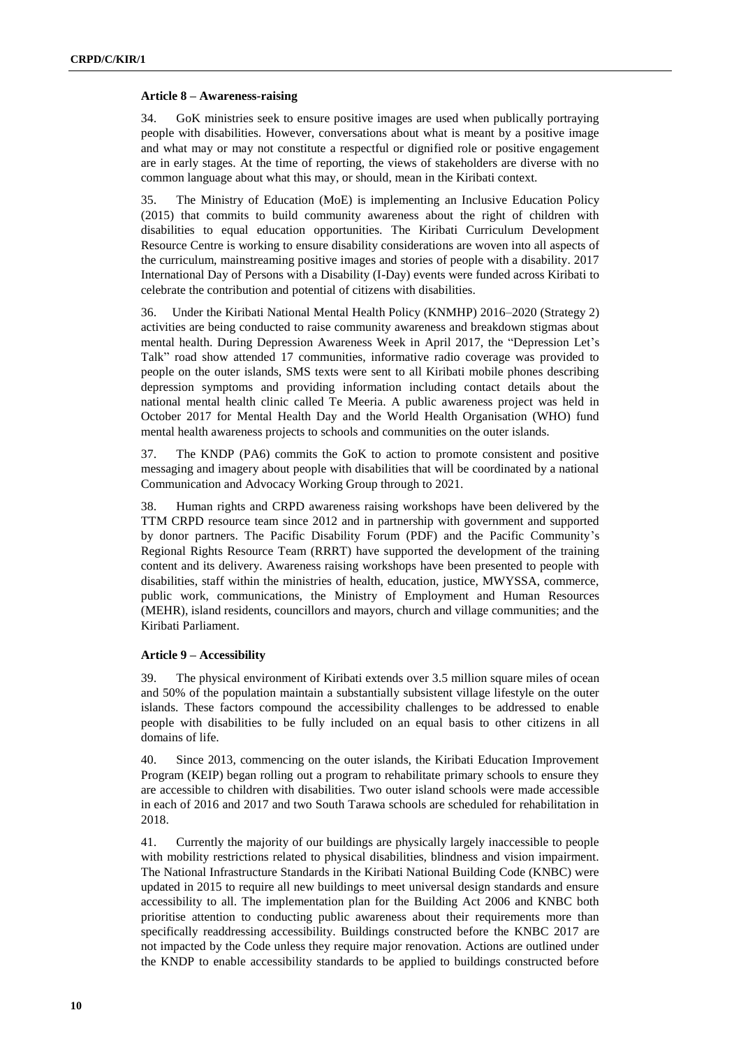### Article 8 – Awareness-raising

34. GoK ministries seek to ensure positive images are used when publically portraying people with disabilities. However, conversations about what is meant by a positive image and what may or may not constitute a respectful or dignified role or positive engagement are in early stages. At the time of reporting, the views of stakeholders are diverse with no common language about what this may, or should, mean in the Kiribati context.

35. The Ministry of Education (MoE) is implementing an Inclusive Education Policy (2015) that commits to build community awareness about the right of children with disabilities to equal education opportunities. The Kiribati Curriculum Development Resource Centre is working to ensure disability considerations are woven into all aspects of the curriculum, mainstreaming positive images and stories of people with a disability. 2017 International Day of Persons with a Disability (I-Day) events were funded across Kiribati to celebrate the contribution and potential of citizens with disabilities.

36. Under the Kiribati National Mental Health Policy (KNMHP) 2016–2020 (Strategy 2) activities are being conducted to raise community awareness and breakdown stigmas about mental health. During Depression Awareness Week in April 2017, the "Depression Let's Talk" road show attended 17 communities, informative radio coverage was provided to people on the outer islands, SMS texts were sent to all Kiribati mobile phones describing depression symptoms and providing information including contact details about the national mental health clinic called Te Meeria. A public awareness project was held in October 2017 for Mental Health Day and the World Health Organisation (WHO) fund mental health awareness projects to schools and communities on the outer islands.

37. The KNDP (PA6) commits the GoK to action to promote consistent and positive messaging and imagery about people with disabilities that will be coordinated by a national Communication and Advocacy Working Group through to 2021.

38. Human rights and CRPD awareness raising workshops have been delivered by the TTM CRPD resource team since 2012 and in partnership with government and supported by donor partners. The Pacific Disability Forum (PDF) and the Pacific Community's Regional Rights Resource Team (RRRT) have supported the development of the training content and its delivery. Awareness raising workshops have been presented to people with disabilities, staff within the ministries of health, education, justice, MWYSSA, commerce, public work, communications, the Ministry of Employment and Human Resources (MEHR), island residents, councillors and mayors, church and village communities; and the Kiribati Parliament.

### Article 9 – Accessibility

39. The physical environment of Kiribati extends over 3.5 million square miles of ocean and 50% of the population maintain a substantially subsistent village lifestyle on the outer islands. These factors compound the accessibility challenges to be addressed to enable people with disabilities to be fully included on an equal basis to other citizens in all domains of life.

40. Since 2013, commencing on the outer islands, the Kiribati Education Improvement Program (KEIP) began rolling out a program to rehabilitate primary schools to ensure they are accessible to children with disabilities. Two outer island schools were made accessible in each of 2016 and 2017 and two South Tarawa schools are scheduled for rehabilitation in 2018.

41. Currently the majority of our buildings are physically largely inaccessible to people with mobility restrictions related to physical disabilities, blindness and vision impairment. The National Infrastructure Standards in the Kiribati National Building Code (KNBC) were updated in 2015 to require all new buildings to meet universal design standards and ensure accessibility to all. The implementation plan for the Building Act 2006 and KNBC both prioritise attention to conducting public awareness about their requirements more than specifically readdressing accessibility. Buildings constructed before the KNBC 2017 are not impacted by the Code unless they require major renovation. Actions are outlined under the KNDP to enable accessibility standards to be applied to buildings constructed before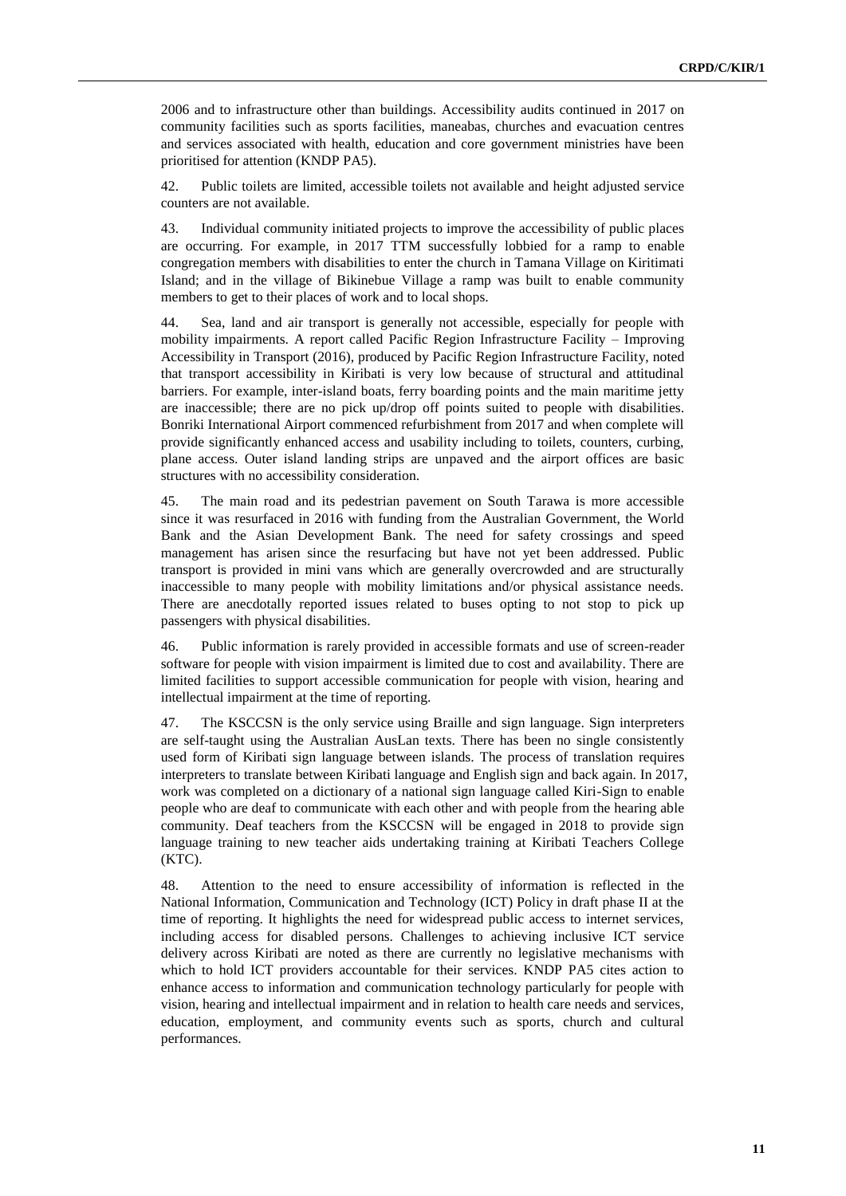2006 and to infrastructure other than buildings. Accessibility audits continued in 2017 on community facilities such as sports facilities, maneabas, churches and evacuation centres and services associated with health, education and core government ministries have been prioritised for attention (KNDP PA5).

42. Public toilets are limited, accessible toilets not available and height adjusted service counters are not available.

43. Individual community initiated projects to improve the accessibility of public places are occurring. For example, in 2017 TTM successfully lobbied for a ramp to enable congregation members with disabilities to enter the church in Tamana Village on Kiritimati Island; and in the village of Bikinebue Village a ramp was built to enable community members to get to their places of work and to local shops.

44. Sea, land and air transport is generally not accessible, especially for people with mobility impairments. A report called Pacific Region Infrastructure Facility – Improving Accessibility in Transport (2016), produced by Pacific Region Infrastructure Facility, noted that transport accessibility in Kiribati is very low because of structural and attitudinal barriers. For example, inter-island boats, ferry boarding points and the main maritime jetty are inaccessible; there are no pick up/drop off points suited to people with disabilities. Bonriki International Airport commenced refurbishment from 2017 and when complete will provide significantly enhanced access and usability including to toilets, counters, curbing, plane access. Outer island landing strips are unpaved and the airport offices are basic structures with no accessibility consideration.

45. The main road and its pedestrian pavement on South Tarawa is more accessible since it was resurfaced in 2016 with funding from the Australian Government, the World Bank and the Asian Development Bank. The need for safety crossings and speed management has arisen since the resurfacing but have not yet been addressed. Public transport is provided in mini vans which are generally overcrowded and are structurally inaccessible to many people with mobility limitations and/or physical assistance needs. There are anecdotally reported issues related to buses opting to not stop to pick up passengers with physical disabilities.

46. Public information is rarely provided in accessible formats and use of screen-reader software for people with vision impairment is limited due to cost and availability. There are limited facilities to support accessible communication for people with vision, hearing and intellectual impairment at the time of reporting.

47. The KSCCSN is the only service using Braille and sign language. Sign interpreters are self-taught using the Australian AusLan texts. There has been no single consistently used form of Kiribati sign language between islands. The process of translation requires interpreters to translate between Kiribati language and English sign and back again. In 2017, work was completed on a dictionary of a national sign language called Kiri-Sign to enable people who are deaf to communicate with each other and with people from the hearing able community. Deaf teachers from the KSCCSN will be engaged in 2018 to provide sign language training to new teacher aids undertaking training at Kiribati Teachers College (KTC).

48. Attention to the need to ensure accessibility of information is reflected in the National Information, Communication and Technology (ICT) Policy in draft phase II at the time of reporting. It highlights the need for widespread public access to internet services, including access for disabled persons. Challenges to achieving inclusive ICT service delivery across Kiribati are noted as there are currently no legislative mechanisms with which to hold ICT providers accountable for their services. KNDP PA5 cites action to enhance access to information and communication technology particularly for people with vision, hearing and intellectual impairment and in relation to health care needs and services, education, employment, and community events such as sports, church and cultural performances.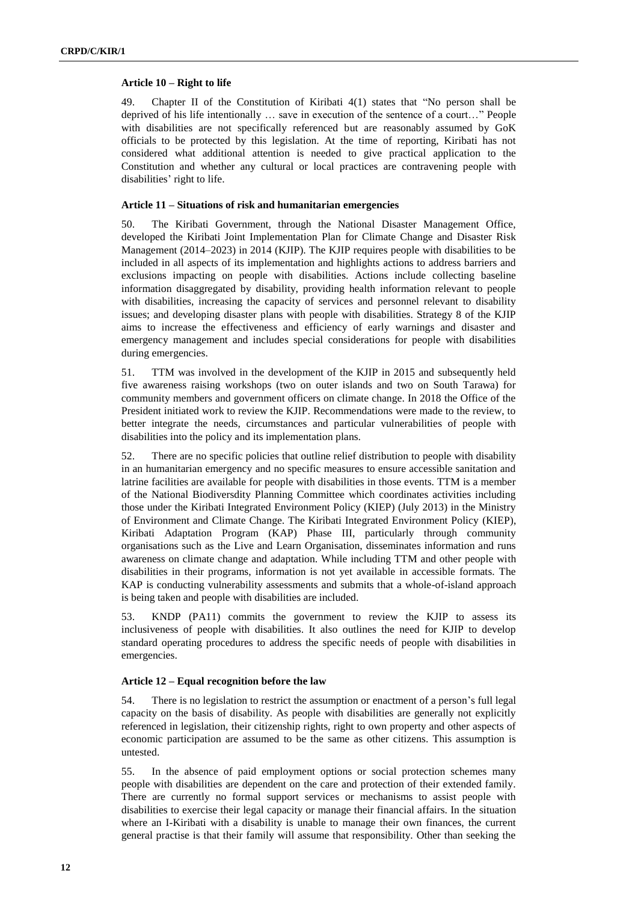#### Article 10 – Right to life

49. Chapter II of the Constitution of Kiribati 4(1) states that "No person shall be deprived of his life intentionally … save in execution of the sentence of a court…" People with disabilities are not specifically referenced but are reasonably assumed by GoK officials to be protected by this legislation. At the time of reporting, Kiribati has not considered what additional attention is needed to give practical application to the Constitution and whether any cultural or local practices are contravening people with disabilities' right to life.

#### Article 11 – Situations of risk and humanitarian emergencies

50. The Kiribati Government, through the National Disaster Management Office, developed the Kiribati Joint Implementation Plan for Climate Change and Disaster Risk Management (2014–2023) in 2014 (KJIP). The KJIP requires people with disabilities to be included in all aspects of its implementation and highlights actions to address barriers and exclusions impacting on people with disabilities. Actions include collecting baseline information disaggregated by disability, providing health information relevant to people with disabilities, increasing the capacity of services and personnel relevant to disability issues; and developing disaster plans with people with disabilities. Strategy 8 of the KJIP aims to increase the effectiveness and efficiency of early warnings and disaster and emergency management and includes special considerations for people with disabilities during emergencies.

51. TTM was involved in the development of the KJIP in 2015 and subsequently held five awareness raising workshops (two on outer islands and two on South Tarawa) for community members and government officers on climate change. In 2018 the Office of the President initiated work to review the KJIP. Recommendations were made to the review, to better integrate the needs, circumstances and particular vulnerabilities of people with disabilities into the policy and its implementation plans.

52. There are no specific policies that outline relief distribution to people with disability in an humanitarian emergency and no specific measures to ensure accessible sanitation and latrine facilities are available for people with disabilities in those events. TTM is a member of the National Biodiversdity Planning Committee which coordinates activities including those under the Kiribati Integrated Environment Policy (KIEP) (July 2013) in the Ministry of Environment and Climate Change. The Kiribati Integrated Environment Policy (KIEP), Kiribati Adaptation Program (KAP) Phase III, particularly through community organisations such as the Live and Learn Organisation, disseminates information and runs awareness on climate change and adaptation. While including TTM and other people with disabilities in their programs, information is not yet available in accessible formats. The KAP is conducting vulnerability assessments and submits that a whole-of-island approach is being taken and people with disabilities are included.

53. KNDP (PA11) commits the government to review the KJIP to assess its inclusiveness of people with disabilities. It also outlines the need for KJIP to develop standard operating procedures to address the specific needs of people with disabilities in emergencies.

#### Article 12 – Equal recognition before the law

54. There is no legislation to restrict the assumption or enactment of a person's full legal capacity on the basis of disability. As people with disabilities are generally not explicitly referenced in legislation, their citizenship rights, right to own property and other aspects of economic participation are assumed to be the same as other citizens. This assumption is untested.

55. In the absence of paid employment options or social protection schemes many people with disabilities are dependent on the care and protection of their extended family. There are currently no formal support services or mechanisms to assist people with disabilities to exercise their legal capacity or manage their financial affairs. In the situation where an I-Kiribati with a disability is unable to manage their own finances, the current general practise is that their family will assume that responsibility. Other than seeking the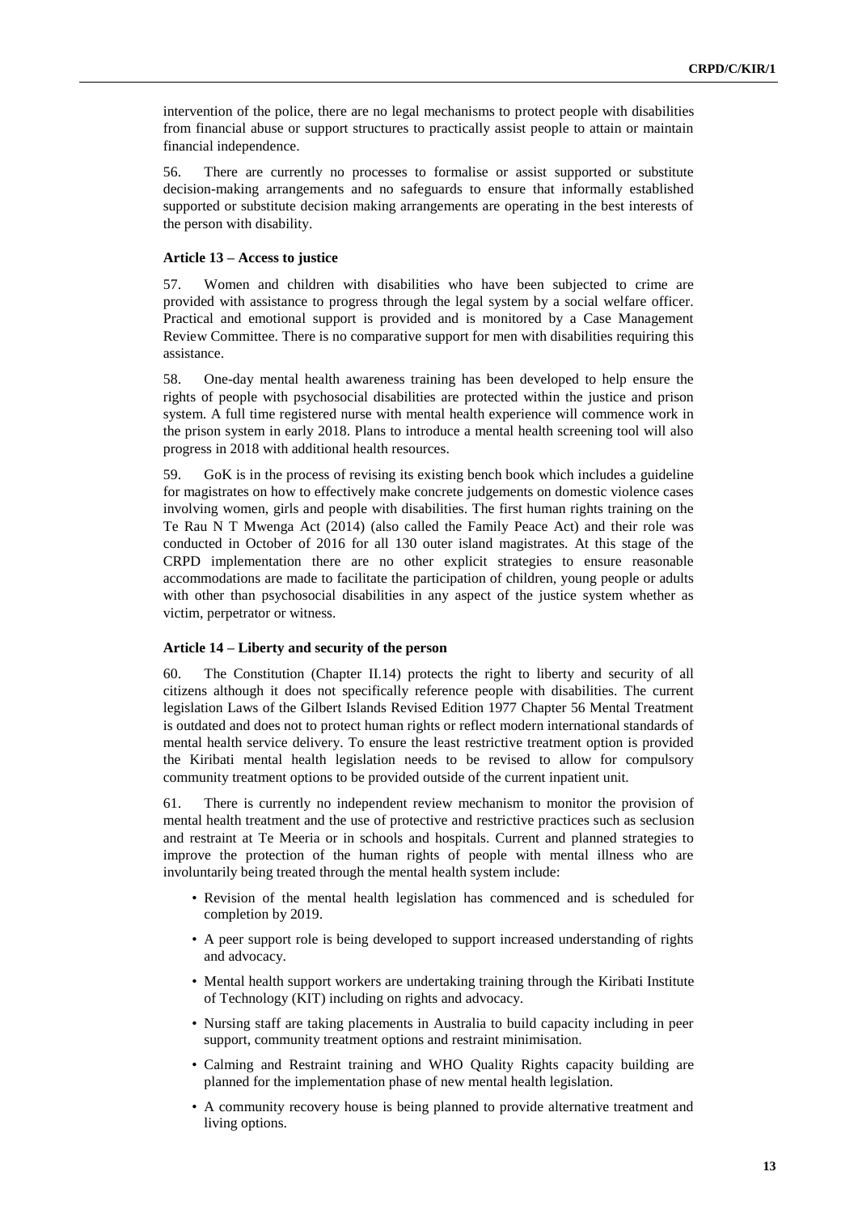intervention of the police, there are no legal mechanisms to protect people with disabilities from financial abuse or support structures to practically assist people to attain or maintain financial independence.

56. There are currently no processes to formalise or assist supported or substitute decision-making arrangements and no safeguards to ensure that informally established supported or substitute decision making arrangements are operating in the best interests of the person with disability.

**Article 13 – Access to justice**

57. Women and children with disabilities who have been subjected to crime are provided with assistance to progress through the legal system by a social welfare officer. Practical and emotional support is provided and is monitored by a Case Management Review Committee. There is no comparative support for men with disabilities requiring this assistance.

58. One-day mental health awareness training has been developed to help ensure the rights of people with psychosocial disabilities are protected within the justice and prison system. A full time registered nurse with mental health experience will commence work in the prison system in early 2018. Plans to introduce a mental health screening tool will also progress in 2018 with additional health resources.

59. GoK is in the process of revising its existing bench book which includes a guideline for magistrates on how to effectively make concrete judgements on domestic violence cases involving women, girls and people with disabilities. The first human rights training on the Te Rau N T Mwenga Act (2014) (also called the Family Peace Act) and their role was conducted in October of 2016 for all 130 outer island magistrates. At this stage of the CRPD implementation there are no other explicit strategies to ensure reasonable accommodations are made to facilitate the participation of children, young people or adults with other than psychosocial disabilities in any aspect of the justice system whether as victim, perpetrator or witness.

**Article 14 – Liberty and security of the person**

60. The Constitution (Chapter II.14) protects the right to liberty and security of all citizens although it does not specifically reference people with disabilities. The current legislation Laws of the Gilbert Islands Revised Edition 1977 Chapter 56 Mental Treatment is outdated and does not to protect human rights or reflect modern international standards of mental health service delivery. To ensure the least restrictive treatment option is provided the Kiribati mental health legislation needs to be revised to allow for compulsory community treatment options to be provided outside of the current inpatient unit.

61. There is currently no independent review mechanism to monitor the provision of mental health treatment and the use of protective and restrictive practices such as seclusion and restraint at Te Meeria or in schools and hospitals. Current and planned strategies to improve the protection of the human rights of people with mental illness who are involuntarily being treated through the mental health system include:

- Revision of the mental health legislation has commenced and is scheduled for completion by 2019.
- A peer support role is being developed to support increased understanding of rights and advocacy.
- Mental health support workers are undertaking training through the Kiribati Institute of Technology (KIT) including on rights and advocacy.
- Nursing staff are taking placements in Australia to build capacity including in peer support, community treatment options and restraint minimisation.
- Calming and Restraint training and WHO Quality Rights capacity building are planned for the implementation phase of new mental health legislation.
- A community recovery house is being planned to provide alternative treatment and living options.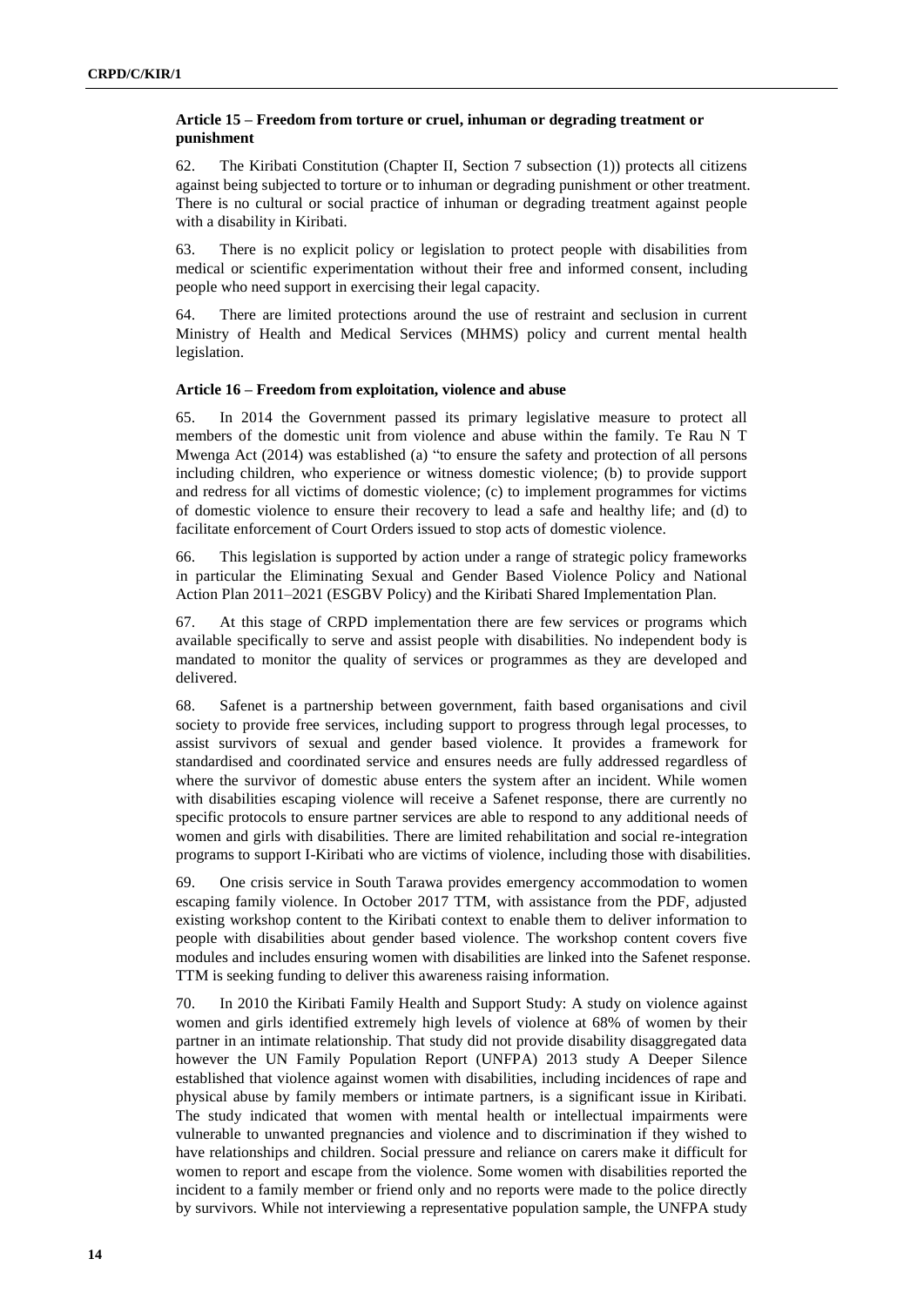### Article 15 – Freedom from torture or cruel, inhuman or degrading treatment or punishment

62. The Kiribati Constitution (Chapter II, Section 7 subsection (1)) protects all citizens against being subjected to torture or to inhuman or degrading punishment or other treatment. There is no cultural or social practice of inhuman or degrading treatment against people with a disability in Kiribati.

63. There is no explicit policy or legislation to protect people with disabilities from medical or scientific experimentation without their free and informed consent, including people who need support in exercising their legal capacity.

64. There are limited protections around the use of restraint and seclusion in current Ministry of Health and Medical Services (MHMS) policy and current mental health legislation.

### Article 16 – Freedom from exploitation, violence and abuse

65. In 2014 the Government passed its primary legislative measure to protect all members of the domestic unit from violence and abuse within the family. Te Rau N T Mwenga Act (2014) was established (a) "to ensure the safety and protection of all persons including children, who experience or witness domestic violence; (b) to provide support and redress for all victims of domestic violence; (c) to implement programmes for victims of domestic violence to ensure their recovery to lead a safe and healthy life; and (d) to facilitate enforcement of Court Orders issued to stop acts of domestic violence.

66. This legislation is supported by action under a range of strategic policy frameworks in particular the Eliminating Sexual and Gender Based Violence Policy and National Action Plan 2011–2021 (ESGBV Policy) and the Kiribati Shared Implementation Plan.

67. At this stage of CRPD implementation there are few services or programs which available specifically to serve and assist people with disabilities. No independent body is mandated to monitor the quality of services or programmes as they are developed and delivered.

68. Safenet is a partnership between government, faith based organisations and civil society to provide free services, including support to progress through legal processes, to assist survivors of sexual and gender based violence. It provides a framework for standardised and coordinated service and ensures needs are fully addressed regardless of where the survivor of domestic abuse enters the system after an incident. While women with disabilities escaping violence will receive a Safenet response, there are currently no specific protocols to ensure partner services are able to respond to any additional needs of women and girls with disabilities. There are limited rehabilitation and social re-integration programs to support I-Kiribati who are victims of violence, including those with disabilities.

69. One crisis service in South Tarawa provides emergency accommodation to women escaping family violence. In October 2017 TTM, with assistance from the PDF, adjusted existing workshop content to the Kiribati context to enable them to deliver information to people with disabilities about gender based violence. The workshop content covers five modules and includes ensuring women with disabilities are linked into the Safenet response. TTM is seeking funding to deliver this awareness raising information.

70. In 2010 the Kiribati Family Health and Support Study: A study on violence against women and girls identified extremely high levels of violence at 68% of women by their partner in an intimate relationship. That study did not provide disability disaggregated data however the UN Family Population Report (UNFPA) 2013 study A Deeper Silence established that violence against women with disabilities, including incidences of rape and physical abuse by family members or intimate partners, is a significant issue in Kiribati. The study indicated that women with mental health or intellectual impairments were vulnerable to unwanted pregnancies and violence and to discrimination if they wished to have relationships and children. Social pressure and reliance on carers make it difficult for women to report and escape from the violence. Some women with disabilities reported the incident to a family member or friend only and no reports were made to the police directly by survivors. While not interviewing a representative population sample, the UNFPA study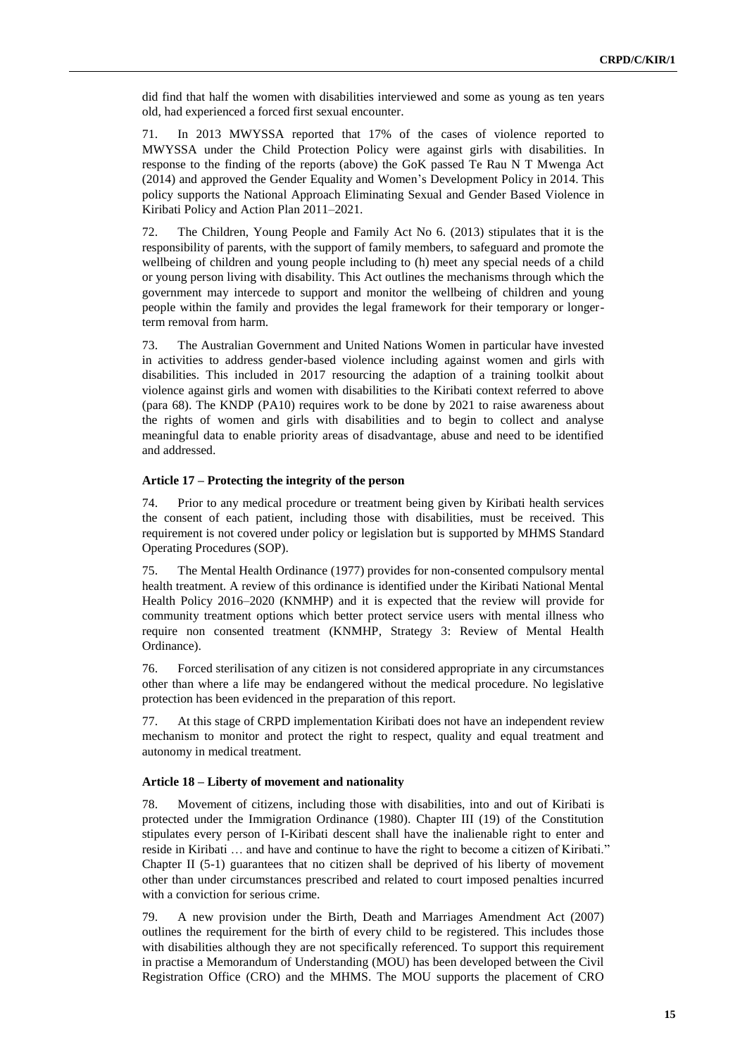did find that half the women with disabilities interviewed and some as young as ten years old, had experienced a forced first sexual encounter.

71. In 2013 MWYSSA reported that 17% of the cases of violence reported to MWYSSA under the Child Protection Policy were against girls with disabilities. In response to the finding of the reports (above) the GoK passed Te Rau N T Mwenga Act (2014) and approved the Gender Equality and Women's Development Policy in 2014. This policy supports the National Approach Eliminating Sexual and Gender Based Violence in Kiribati Policy and Action Plan 2011–2021.

72. The Children, Young People and Family Act No 6. (2013) stipulates that it is the responsibility of parents, with the support of family members, to safeguard and promote the wellbeing of children and young people including to (h) meet any special needs of a child or young person living with disability. This Act outlines the mechanisms through which the government may intercede to support and monitor the wellbeing of children and young people within the family and provides the legal framework for their temporary or longer-term removal from harm.

73. The Australian Government and United Nations Women in particular have invested in activities to address gender-based violence including against women and girls with disabilities. This included in 2017 resourcing the adaption of a training toolkit about violence against girls and women with disabilities to the Kiribati context referred to above (para 68). The KNDP (PA10) requires work to be done by 2021 to raise awareness about the rights of women and girls with disabilities and to begin to collect and analyse meaningful data to enable priority areas of disadvantage, abuse and need to be identified and addressed.

### Article 17 – Protecting the integrity of the person

74. Prior to any medical procedure or treatment being given by Kiribati health services the consent of each patient, including those with disabilities, must be received. This requirement is not covered under policy or legislation but is supported by MHMS Standard Operating Procedures (SOP).

75. The Mental Health Ordinance (1977) provides for non-consented compulsory mental health treatment. A review of this ordinance is identified under the Kiribati National Mental Health Policy 2016–2020 (KNMHP) and it is expected that the review will provide for community treatment options which better protect service users with mental illness who require non consented treatment (KNMHP, Strategy 3: Review of Mental Health Ordinance).

76. Forced sterilisation of any citizen is not considered appropriate in any circumstances other than where a life may be endangered without the medical procedure. No legislative protection has been evidenced in the preparation of this report.

77. At this stage of CRPD implementation Kiribati does not have an independent review mechanism to monitor and protect the right to respect, quality and equal treatment and autonomy in medical treatment.

### Article 18 – Liberty of movement and nationality

78. Movement of citizens, including those with disabilities, into and out of Kiribati is protected under the Immigration Ordinance (1980). Chapter III (19) of the Constitution stipulates every person of I-Kiribati descent shall have the inalienable right to enter and reside in Kiribati … and have and continue to have the right to become a citizen of Kiribati." Chapter II (5-1) guarantees that no citizen shall be deprived of his liberty of movement other than under circumstances prescribed and related to court imposed penalties incurred with a conviction for serious crime.

79. A new provision under the Birth, Death and Marriages Amendment Act (2007) outlines the requirement for the birth of every child to be registered. This includes those with disabilities although they are not specifically referenced. To support this requirement in practise a Memorandum of Understanding (MOU) has been developed between the Civil Registration Office (CRO) and the MHMS. The MOU supports the placement of CRO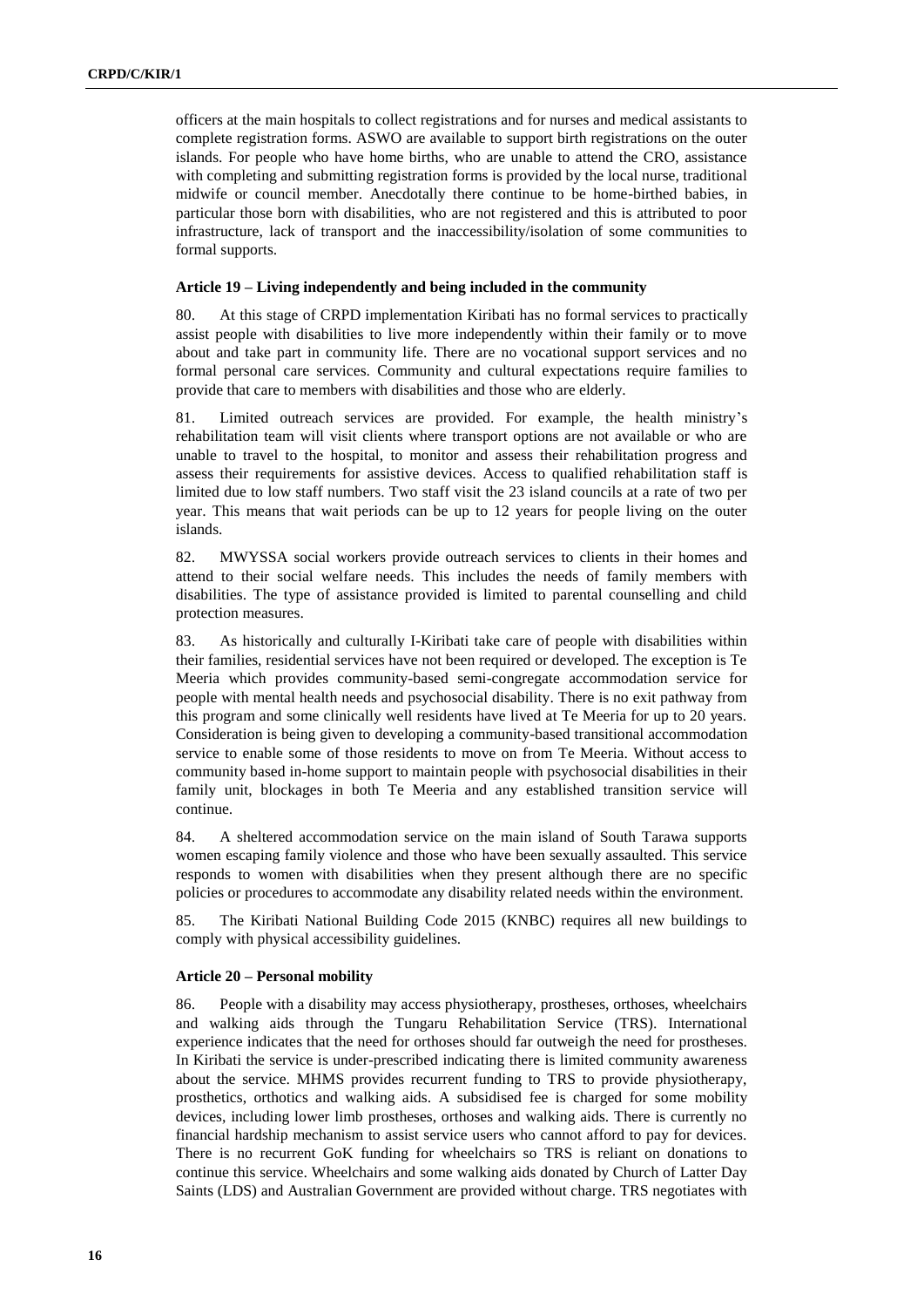officers at the main hospitals to collect registrations and for nurses and medical assistants to complete registration forms. ASWO are available to support birth registrations on the outer islands. For people who have home births, who are unable to attend the CRO, assistance with completing and submitting registration forms is provided by the local nurse, traditional midwife or council member. Anecdotally there continue to be home-birthed babies, in particular those born with disabilities, who are not registered and this is attributed to poor infrastructure, lack of transport and the inaccessibility/isolation of some communities to formal supports.

### Article 19 – Living independently and being included in the community

80. At this stage of CRPD implementation Kiribati has no formal services to practically assist people with disabilities to live more independently within their family or to move about and take part in community life. There are no vocational support services and no formal personal care services. Community and cultural expectations require families to provide that care to members with disabilities and those who are elderly.

81. Limited outreach services are provided. For example, the health ministry's rehabilitation team will visit clients where transport options are not available or who are unable to travel to the hospital, to monitor and assess their rehabilitation progress and assess their requirements for assistive devices. Access to qualified rehabilitation staff is limited due to low staff numbers. Two staff visit the 23 island councils at a rate of two per year. This means that wait periods can be up to 12 years for people living on the outer islands.

82. MWYSSA social workers provide outreach services to clients in their homes and attend to their social welfare needs. This includes the needs of family members with disabilities. The type of assistance provided is limited to parental counselling and child protection measures.

83. As historically and culturally I-Kiribati take care of people with disabilities within their families, residential services have not been required or developed. The exception is Te Meeria which provides community-based semi-congregate accommodation service for people with mental health needs and psychosocial disability. There is no exit pathway from this program and some clinically well residents have lived at Te Meeria for up to 20 years. Consideration is being given to developing a community-based transitional accommodation service to enable some of those residents to move on from Te Meeria. Without access to community based in-home support to maintain people with psychosocial disabilities in their family unit, blockages in both Te Meeria and any established transition service will continue.

84. A sheltered accommodation service on the main island of South Tarawa supports women escaping family violence and those who have been sexually assaulted. This service responds to women with disabilities when they present although there are no specific policies or procedures to accommodate any disability related needs within the environment.

85. The Kiribati National Building Code 2015 (KNBC) requires all new buildings to comply with physical accessibility guidelines.

### Article 20 – Personal mobility

86. People with a disability may access physiotherapy, prostheses, orthoses, wheelchairs and walking aids through the Tungaru Rehabilitation Service (TRS). International experience indicates that the need for orthoses should far outweigh the need for prostheses. In Kiribati the service is under-prescribed indicating there is limited community awareness about the service. MHMS provides recurrent funding to TRS to provide physiotherapy, prosthetics, orthotics and walking aids. A subsidised fee is charged for some mobility devices, including lower limb prostheses, orthoses and walking aids. There is currently no financial hardship mechanism to assist service users who cannot afford to pay for devices. There is no recurrent GoK funding for wheelchairs so TRS is reliant on donations to continue this service. Wheelchairs and some walking aids donated by Church of Latter Day Saints (LDS) and Australian Government are provided without charge. TRS negotiates with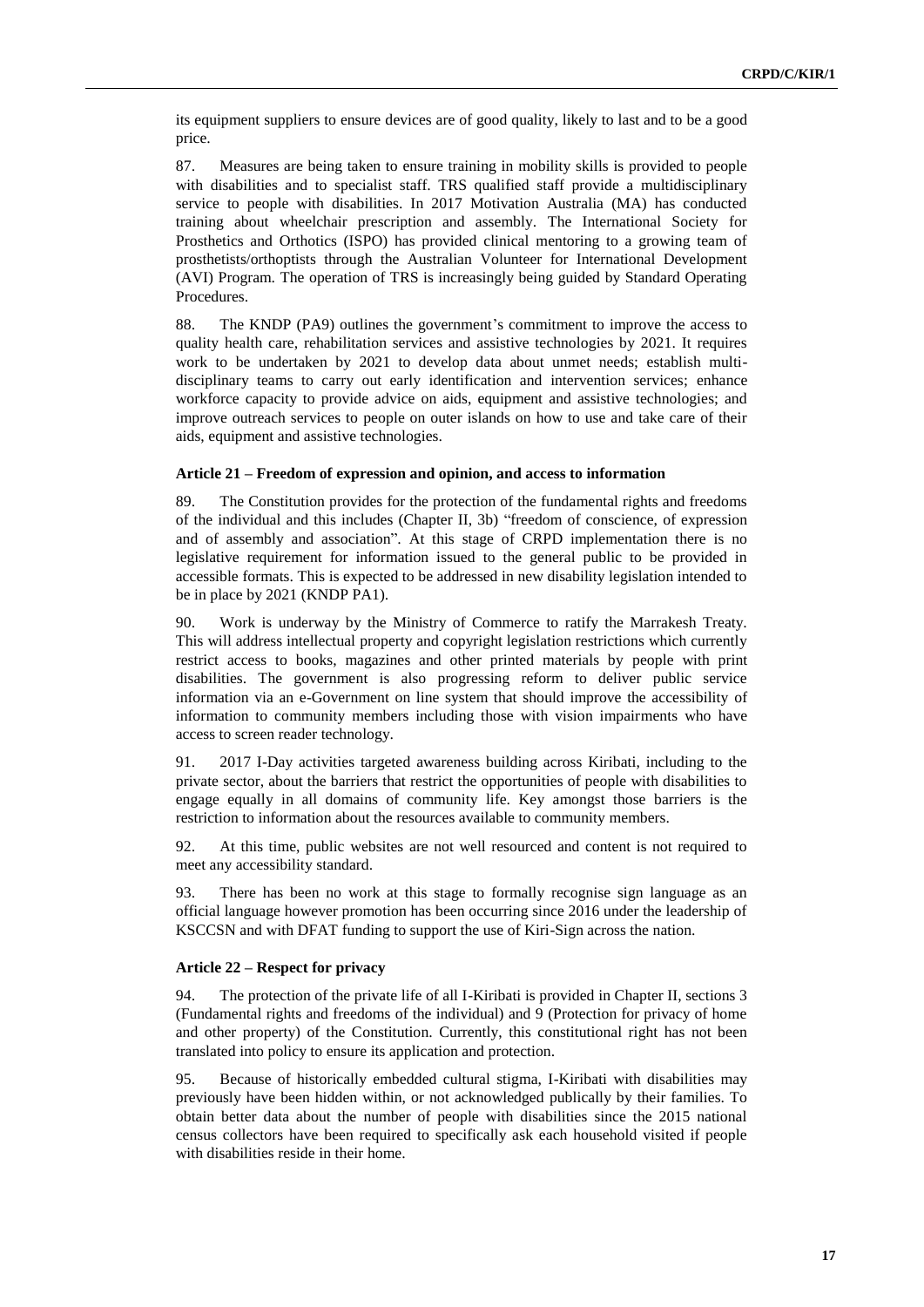its equipment suppliers to ensure devices are of good quality, likely to last and to be a good price.

87. Measures are being taken to ensure training in mobility skills is provided to people with disabilities and to specialist staff. TRS qualified staff provide a multidisciplinary service to people with disabilities. In 2017 Motivation Australia (MA) has conducted training about wheelchair prescription and assembly. The International Society for Prosthetics and Orthotics (ISPO) has provided clinical mentoring to a growing team of prosthetists/orthoptists through the Australian Volunteer for International Development (AVI) Program. The operation of TRS is increasingly being guided by Standard Operating Procedures.

88. The KNDP (PA9) outlines the government's commitment to improve the access to quality health care, rehabilitation services and assistive technologies by 2021. It requires work to be undertaken by 2021 to develop data about unmet needs; establish multi-disciplinary teams to carry out early identification and intervention services; enhance workforce capacity to provide advice on aids, equipment and assistive technologies; and improve outreach services to people on outer islands on how to use and take care of their aids, equipment and assistive technologies.

### Article 21 – Freedom of expression and opinion, and access to information

89. The Constitution provides for the protection of the fundamental rights and freedoms of the individual and this includes (Chapter II, 3b) "freedom of conscience, of expression and of assembly and association". At this stage of CRPD implementation there is no legislative requirement for information issued to the general public to be provided in accessible formats. This is expected to be addressed in new disability legislation intended to be in place by 2021 (KNDP PA1).

90. Work is underway by the Ministry of Commerce to ratify the Marrakesh Treaty. This will address intellectual property and copyright legislation restrictions which currently restrict access to books, magazines and other printed materials by people with print disabilities. The government is also progressing reform to deliver public service information via an e-Government on line system that should improve the accessibility of information to community members including those with vision impairments who have access to screen reader technology.

91. 2017 I-Day activities targeted awareness building across Kiribati, including to the private sector, about the barriers that restrict the opportunities of people with disabilities to engage equally in all domains of community life. Key amongst those barriers is the restriction to information about the resources available to community members.

92. At this time, public websites are not well resourced and content is not required to meet any accessibility standard.

93. There has been no work at this stage to formally recognise sign language as an official language however promotion has been occurring since 2016 under the leadership of KSCCSN and with DFAT funding to support the use of Kiri-Sign across the nation.

### Article 22 – Respect for privacy

94. The protection of the private life of all I-Kiribati is provided in Chapter II, sections 3 (Fundamental rights and freedoms of the individual) and 9 (Protection for privacy of home and other property) of the Constitution. Currently, this constitutional right has not been translated into policy to ensure its application and protection.

95. Because of historically embedded cultural stigma, I-Kiribati with disabilities may previously have been hidden within, or not acknowledged publically by their families. To obtain better data about the number of people with disabilities since the 2015 national census collectors have been required to specifically ask each household visited if people with disabilities reside in their home.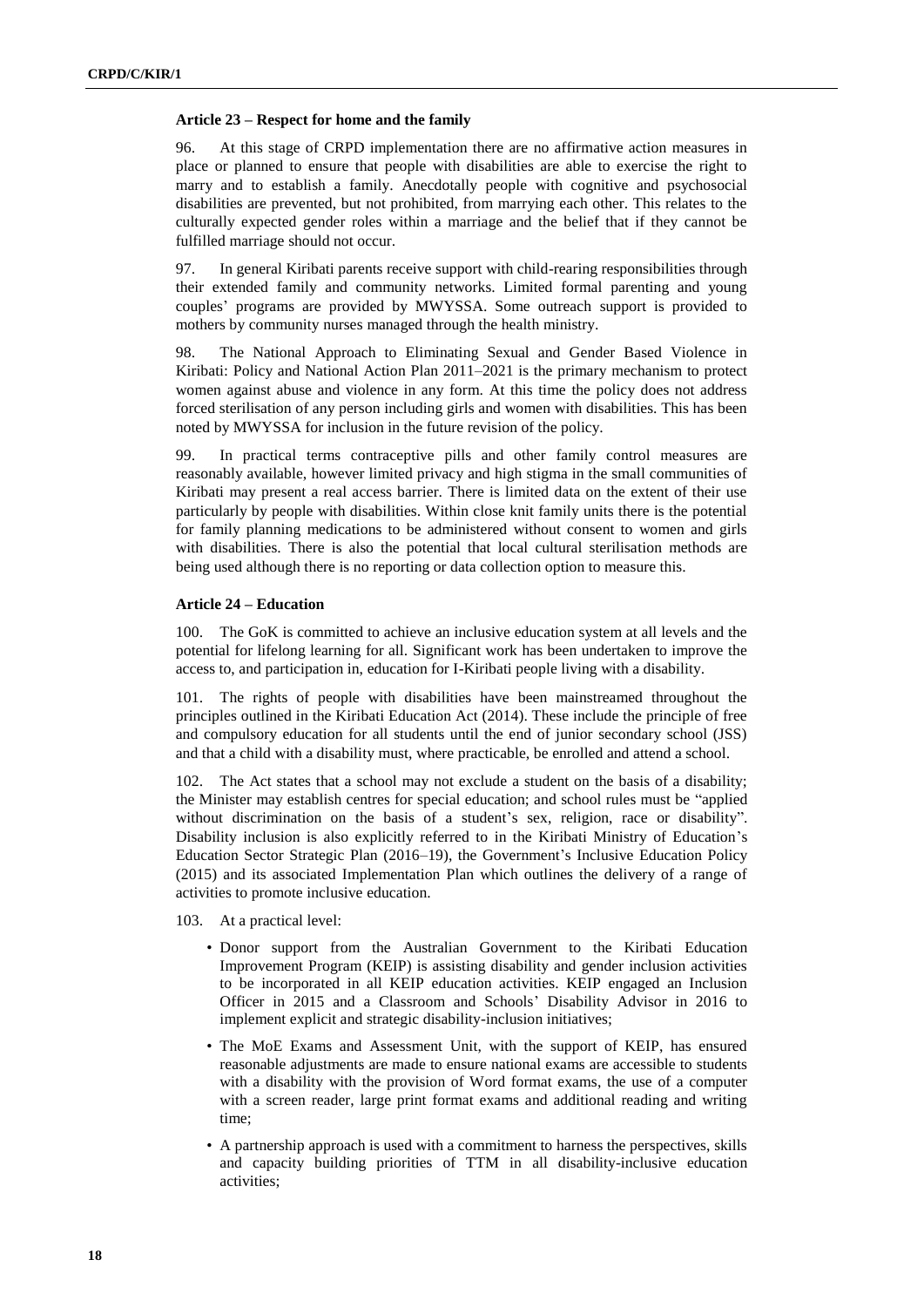### Article 23 – Respect for home and the family

96. At this stage of CRPD implementation there are no affirmative action measures in place or planned to ensure that people with disabilities are able to exercise the right to marry and to establish a family. Anecdotally people with cognitive and psychosocial disabilities are prevented, but not prohibited, from marrying each other. This relates to the culturally expected gender roles within a marriage and the belief that if they cannot be fulfilled marriage should not occur.

97. In general Kiribati parents receive support with child-rearing responsibilities through their extended family and community networks. Limited formal parenting and young couples' programs are provided by MWYSSA. Some outreach support is provided to mothers by community nurses managed through the health ministry.

98. The National Approach to Eliminating Sexual and Gender Based Violence in Kiribati: Policy and National Action Plan 2011–2021 is the primary mechanism to protect women against abuse and violence in any form. At this time the policy does not address forced sterilisation of any person including girls and women with disabilities. This has been noted by MWYSSA for inclusion in the future revision of the policy.

99. In practical terms contraceptive pills and other family control measures are reasonably available, however limited privacy and high stigma in the small communities of Kiribati may present a real access barrier. There is limited data on the extent of their use particularly by people with disabilities. Within close knit family units there is the potential for family planning medications to be administered without consent to women and girls with disabilities. There is also the potential that local cultural sterilisation methods are being used although there is no reporting or data collection option to measure this.

### Article 24 – Education

100. The GoK is committed to achieve an inclusive education system at all levels and the potential for lifelong learning for all. Significant work has been undertaken to improve the access to, and participation in, education for I-Kiribati people living with a disability.

101. The rights of people with disabilities have been mainstreamed throughout the principles outlined in the Kiribati Education Act (2014). These include the principle of free and compulsory education for all students until the end of junior secondary school (JSS) and that a child with a disability must, where practicable, be enrolled and attend a school.

102. The Act states that a school may not exclude a student on the basis of a disability; the Minister may establish centres for special education; and school rules must be "applied without discrimination on the basis of a student's sex, religion, race or disability". Disability inclusion is also explicitly referred to in the Kiribati Ministry of Education's Education Sector Strategic Plan (2016–19), the Government's Inclusive Education Policy (2015) and its associated Implementation Plan which outlines the delivery of a range of activities to promote inclusive education.

103. At a practical level:

- Donor support from the Australian Government to the Kiribati Education Improvement Program (KEIP) is assisting disability and gender inclusion activities to be incorporated in all KEIP education activities. KEIP engaged an Inclusion Officer in 2015 and a Classroom and Schools' Disability Advisor in 2016 to implement explicit and strategic disability-inclusion initiatives;
- The MoE Exams and Assessment Unit, with the support of KEIP, has ensured reasonable adjustments are made to ensure national exams are accessible to students with a disability with the provision of Word format exams, the use of a computer with a screen reader, large print format exams and additional reading and writing time;
- A partnership approach is used with a commitment to harness the perspectives, skills and capacity building priorities of TTM in all disability-inclusive education activities;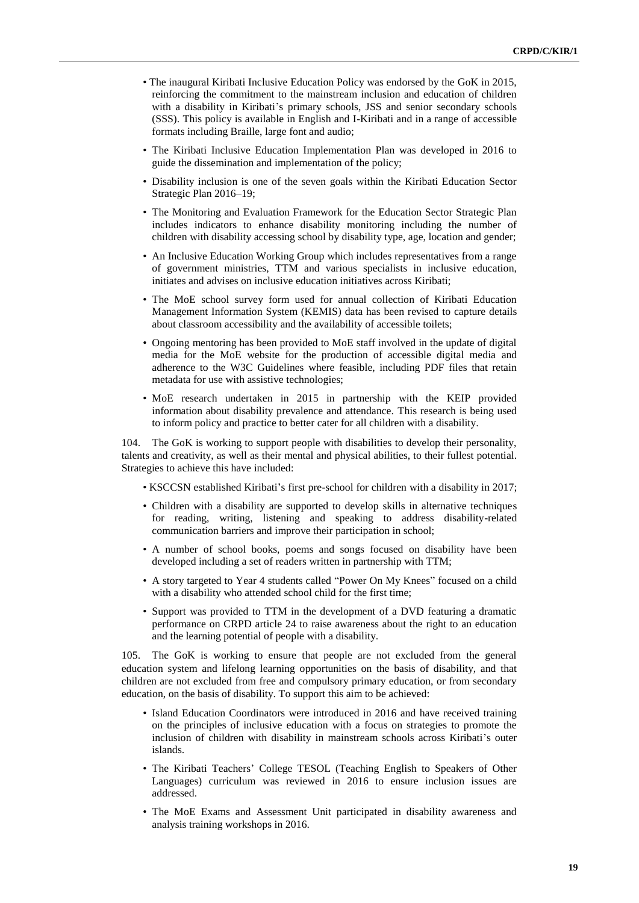- The inaugural Kiribati Inclusive Education Policy was endorsed by the GoK in 2015, reinforcing the commitment to the mainstream inclusion and education of children with a disability in Kiribati's primary schools, JSS and senior secondary schools (SSS). This policy is available in English and I-Kiribati and in a range of accessible formats including Braille, large font and audio;
- The Kiribati Inclusive Education Implementation Plan was developed in 2016 to guide the dissemination and implementation of the policy;
- Disability inclusion is one of the seven goals within the Kiribati Education Sector Strategic Plan 2016–19;
- The Monitoring and Evaluation Framework for the Education Sector Strategic Plan includes indicators to enhance disability monitoring including the number of children with disability accessing school by disability type, age, location and gender;
- An Inclusive Education Working Group which includes representatives from a range of government ministries, TTM and various specialists in inclusive education, initiates and advises on inclusive education initiatives across Kiribati;
- The MoE school survey form used for annual collection of Kiribati Education Management Information System (KEMIS) data has been revised to capture details about classroom accessibility and the availability of accessible toilets;
- Ongoing mentoring has been provided to MoE staff involved in the update of digital media for the MoE website for the production of accessible digital media and adherence to the W3C Guidelines where feasible, including PDF files that retain metadata for use with assistive technologies;
- MoE research undertaken in 2015 in partnership with the KEIP provided information about disability prevalence and attendance. This research is being used to inform policy and practice to better cater for all children with a disability.

104. The GoK is working to support people with disabilities to develop their personality, talents and creativity, as well as their mental and physical abilities, to their fullest potential. Strategies to achieve this have included:

- KSCCSN established Kiribati's first pre-school for children with a disability in 2017;
- Children with a disability are supported to develop skills in alternative techniques for reading, writing, listening and speaking to address disability-related communication barriers and improve their participation in school;
- A number of school books, poems and songs focused on disability have been developed including a set of readers written in partnership with TTM;
- A story targeted to Year 4 students called "Power On My Knees" focused on a child with a disability who attended school child for the first time;
- Support was provided to TTM in the development of a DVD featuring a dramatic performance on CRPD article 24 to raise awareness about the right to an education and the learning potential of people with a disability.

105. The GoK is working to ensure that people are not excluded from the general education system and lifelong learning opportunities on the basis of disability, and that children are not excluded from free and compulsory primary education, or from secondary education, on the basis of disability. To support this aim to be achieved:

- Island Education Coordinators were introduced in 2016 and have received training on the principles of inclusive education with a focus on strategies to promote the inclusion of children with disability in mainstream schools across Kiribati's outer islands.
- The Kiribati Teachers' College TESOL (Teaching English to Speakers of Other Languages) curriculum was reviewed in 2016 to ensure inclusion issues are addressed.
- The MoE Exams and Assessment Unit participated in disability awareness and analysis training workshops in 2016.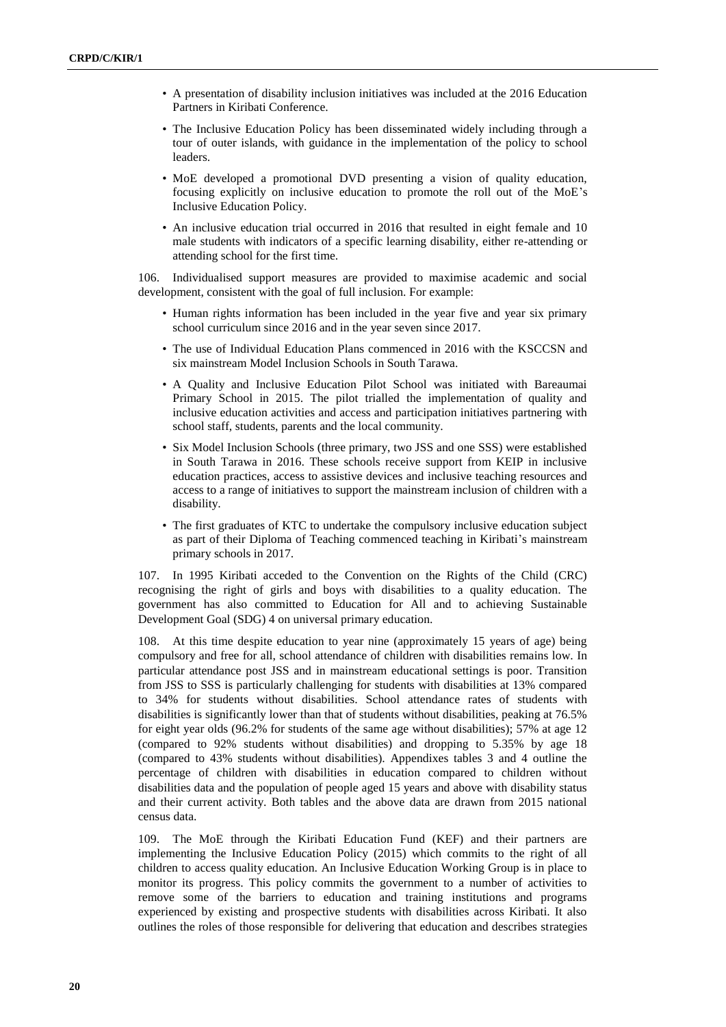- A presentation of disability inclusion initiatives was included at the 2016 Education Partners in Kiribati Conference.
- The Inclusive Education Policy has been disseminated widely including through a tour of outer islands, with guidance in the implementation of the policy to school leaders.
- MoE developed a promotional DVD presenting a vision of quality education, focusing explicitly on inclusive education to promote the roll out of the MoE's Inclusive Education Policy.
- An inclusive education trial occurred in 2016 that resulted in eight female and 10 male students with indicators of a specific learning disability, either re-attending or attending school for the first time.

106. Individualised support measures are provided to maximise academic and social development, consistent with the goal of full inclusion. For example:

- Human rights information has been included in the year five and year six primary school curriculum since 2016 and in the year seven since 2017.
- The use of Individual Education Plans commenced in 2016 with the KSCCSN and six mainstream Model Inclusion Schools in South Tarawa.
- A Quality and Inclusive Education Pilot School was initiated with Bareaumai Primary School in 2015. The pilot trialled the implementation of quality and inclusive education activities and access and participation initiatives partnering with school staff, students, parents and the local community.
- Six Model Inclusion Schools (three primary, two JSS and one SSS) were established in South Tarawa in 2016. These schools receive support from KEIP in inclusive education practices, access to assistive devices and inclusive teaching resources and access to a range of initiatives to support the mainstream inclusion of children with a disability.
- The first graduates of KTC to undertake the compulsory inclusive education subject as part of their Diploma of Teaching commenced teaching in Kiribati's mainstream primary schools in 2017.

107. In 1995 Kiribati acceded to the Convention on the Rights of the Child (CRC) recognising the right of girls and boys with disabilities to a quality education. The government has also committed to Education for All and to achieving Sustainable Development Goal (SDG) 4 on universal primary education.

108. At this time despite education to year nine (approximately 15 years of age) being compulsory and free for all, school attendance of children with disabilities remains low. In particular attendance post JSS and in mainstream educational settings is poor. Transition from JSS to SSS is particularly challenging for students with disabilities at 13% compared to 34% for students without disabilities. School attendance rates of students with disabilities is significantly lower than that of students without disabilities, peaking at 76.5% for eight year olds (96.2% for students of the same age without disabilities); 57% at age 12 (compared to 92% students without disabilities) and dropping to 5.35% by age 18 (compared to 43% students without disabilities). Appendixes tables 3 and 4 outline the percentage of children with disabilities in education compared to children without disabilities data and the population of people aged 15 years and above with disability status and their current activity. Both tables and the above data are drawn from 2015 national census data.

109. The MoE through the Kiribati Education Fund (KEF) and their partners are implementing the Inclusive Education Policy (2015) which commits to the right of all children to access quality education. An Inclusive Education Working Group is in place to monitor its progress. This policy commits the government to a number of activities to remove some of the barriers to education and training institutions and programs experienced by existing and prospective students with disabilities across Kiribati. It also outlines the roles of those responsible for delivering that education and describes strategies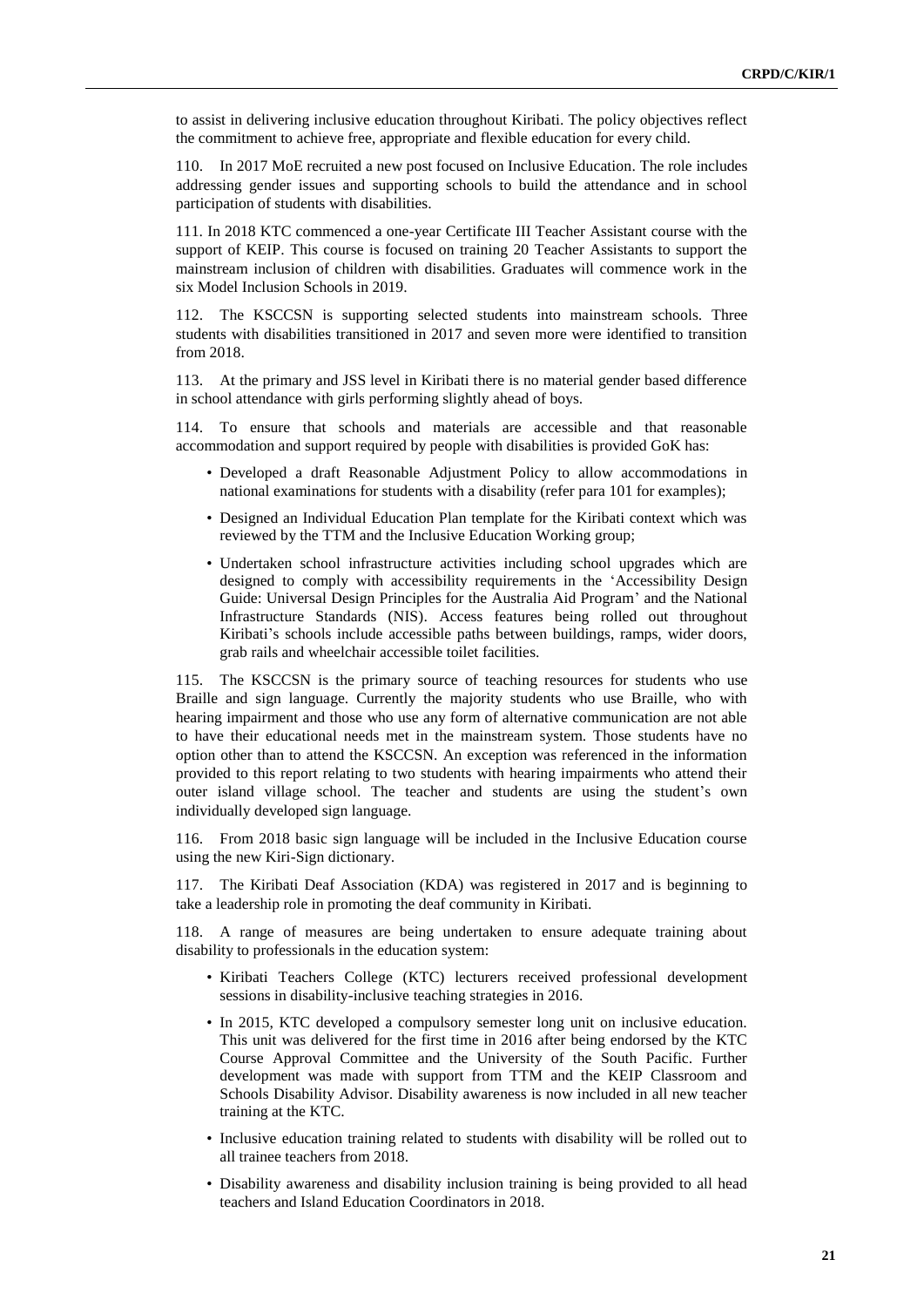to assist in delivering inclusive education throughout Kiribati. The policy objectives reflect the commitment to achieve free, appropriate and flexible education for every child.

110. In 2017 MoE recruited a new post focused on Inclusive Education. The role includes addressing gender issues and supporting schools to build the attendance and in school participation of students with disabilities.

111. In 2018 KTC commenced a one-year Certificate III Teacher Assistant course with the support of KEIP. This course is focused on training 20 Teacher Assistants to support the mainstream inclusion of children with disabilities. Graduates will commence work in the six Model Inclusion Schools in 2019.

112. The KSCCSN is supporting selected students into mainstream schools. Three students with disabilities transitioned in 2017 and seven more were identified to transition from 2018.

113. At the primary and JSS level in Kiribati there is no material gender based difference in school attendance with girls performing slightly ahead of boys.

114. To ensure that schools and materials are accessible and that reasonable accommodation and support required by people with disabilities is provided GoK has:

- Developed a draft Reasonable Adjustment Policy to allow accommodations in national examinations for students with a disability (refer para 101 for examples);
- Designed an Individual Education Plan template for the Kiribati context which was reviewed by the TTM and the Inclusive Education Working group;
- Undertaken school infrastructure activities including school upgrades which are designed to comply with accessibility requirements in the 'Accessibility Design Guide: Universal Design Principles for the Australia Aid Program' and the National Infrastructure Standards (NIS). Access features being rolled out throughout Kiribati's schools include accessible paths between buildings, ramps, wider doors, grab rails and wheelchair accessible toilet facilities.

115. The KSCCSN is the primary source of teaching resources for students who use Braille and sign language. Currently the majority students who use Braille, who with hearing impairment and those who use any form of alternative communication are not able to have their educational needs met in the mainstream system. Those students have no option other than to attend the KSCCSN. An exception was referenced in the information provided to this report relating to two students with hearing impairments who attend their outer island village school. The teacher and students are using the student's own individually developed sign language.

116. From 2018 basic sign language will be included in the Inclusive Education course using the new Kiri-Sign dictionary.

117. The Kiribati Deaf Association (KDA) was registered in 2017 and is beginning to take a leadership role in promoting the deaf community in Kiribati.

118. A range of measures are being undertaken to ensure adequate training about disability to professionals in the education system:

- Kiribati Teachers College (KTC) lecturers received professional development sessions in disability-inclusive teaching strategies in 2016.
- In 2015, KTC developed a compulsory semester long unit on inclusive education. This unit was delivered for the first time in 2016 after being endorsed by the KTC Course Approval Committee and the University of the South Pacific. Further development was made with support from TTM and the KEIP Classroom and Schools Disability Advisor. Disability awareness is now included in all new teacher training at the KTC.
- Inclusive education training related to students with disability will be rolled out to all trainee teachers from 2018.
- Disability awareness and disability inclusion training is being provided to all head teachers and Island Education Coordinators in 2018.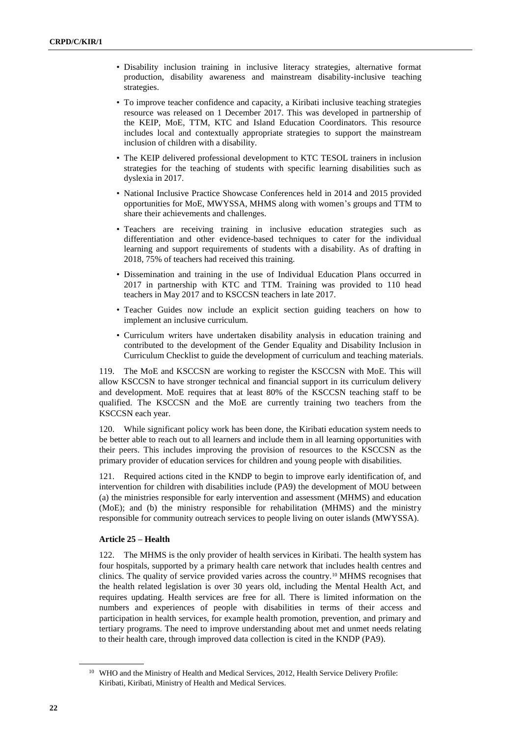- Disability inclusion training in inclusive literacy strategies, alternative format production, disability awareness and mainstream disability-inclusive teaching strategies.
- To improve teacher confidence and capacity, a Kiribati inclusive teaching strategies resource was released on 1 December 2017. This was developed in partnership of the KEIP, MoE, TTM, KTC and Island Education Coordinators. This resource includes local and contextually appropriate strategies to support the mainstream inclusion of children with a disability.
- The KEIP delivered professional development to KTC TESOL trainers in inclusion strategies for the teaching of students with specific learning disabilities such as dyslexia in 2017.
- National Inclusive Practice Showcase Conferences held in 2014 and 2015 provided opportunities for MoE, MWYSSA, MHMS along with women's groups and TTM to share their achievements and challenges.
- Teachers are receiving training in inclusive education strategies such as differentiation and other evidence-based techniques to cater for the individual learning and support requirements of students with a disability. As of drafting in 2018, 75% of teachers had received this training.
- Dissemination and training in the use of Individual Education Plans occurred in 2017 in partnership with KTC and TTM. Training was provided to 110 head teachers in May 2017 and to KSCCSN teachers in late 2017.
- Teacher Guides now include an explicit section guiding teachers on how to implement an inclusive curriculum.
- Curriculum writers have undertaken disability analysis in education training and contributed to the development of the Gender Equality and Disability Inclusion in Curriculum Checklist to guide the development of curriculum and teaching materials.

119. The MoE and KSCCSN are working to register the KSCCSN with MoE. This will allow KSCCSN to have stronger technical and financial support in its curriculum delivery and development. MoE requires that at least 80% of the KSCCSN teaching staff to be qualified. The KSCCSN and the MoE are currently training two teachers from the KSCCSN each year.

120. While significant policy work has been done, the Kiribati education system needs to be better able to reach out to all learners and include them in all learning opportunities with their peers. This includes improving the provision of resources to the KSCCSN as the primary provider of education services for children and young people with disabilities.

121. Required actions cited in the KNDP to begin to improve early identification of, and intervention for children with disabilities include (PA9) the development of MOU between (a) the ministries responsible for early intervention and assessment (MHMS) and education (MoE); and (b) the ministry responsible for rehabilitation (MHMS) and the ministry responsible for community outreach services to people living on outer islands (MWYSSA).

**Article 25 – Health**

122. The MHMS is the only provider of health services in Kiribati. The health system has four hospitals, supported by a primary health care network that includes health centres and clinics. The quality of service provided varies across the country.[10] MHMS recognises that the health related legislation is over 30 years old, including the Mental Health Act, and requires updating. Health services are free for all. There is limited information on the numbers and experiences of people with disabilities in terms of their access and participation in health services, for example health promotion, prevention, and primary and tertiary programs. The need to improve understanding about met and unmet needs relating to their health care, through improved data collection is cited in the KNDP (PA9).

[10] WHO and the Ministry of Health and Medical Services, 2012, Health Service Delivery Profile: Kiribati, Kiribati, Ministry of Health and Medical Services.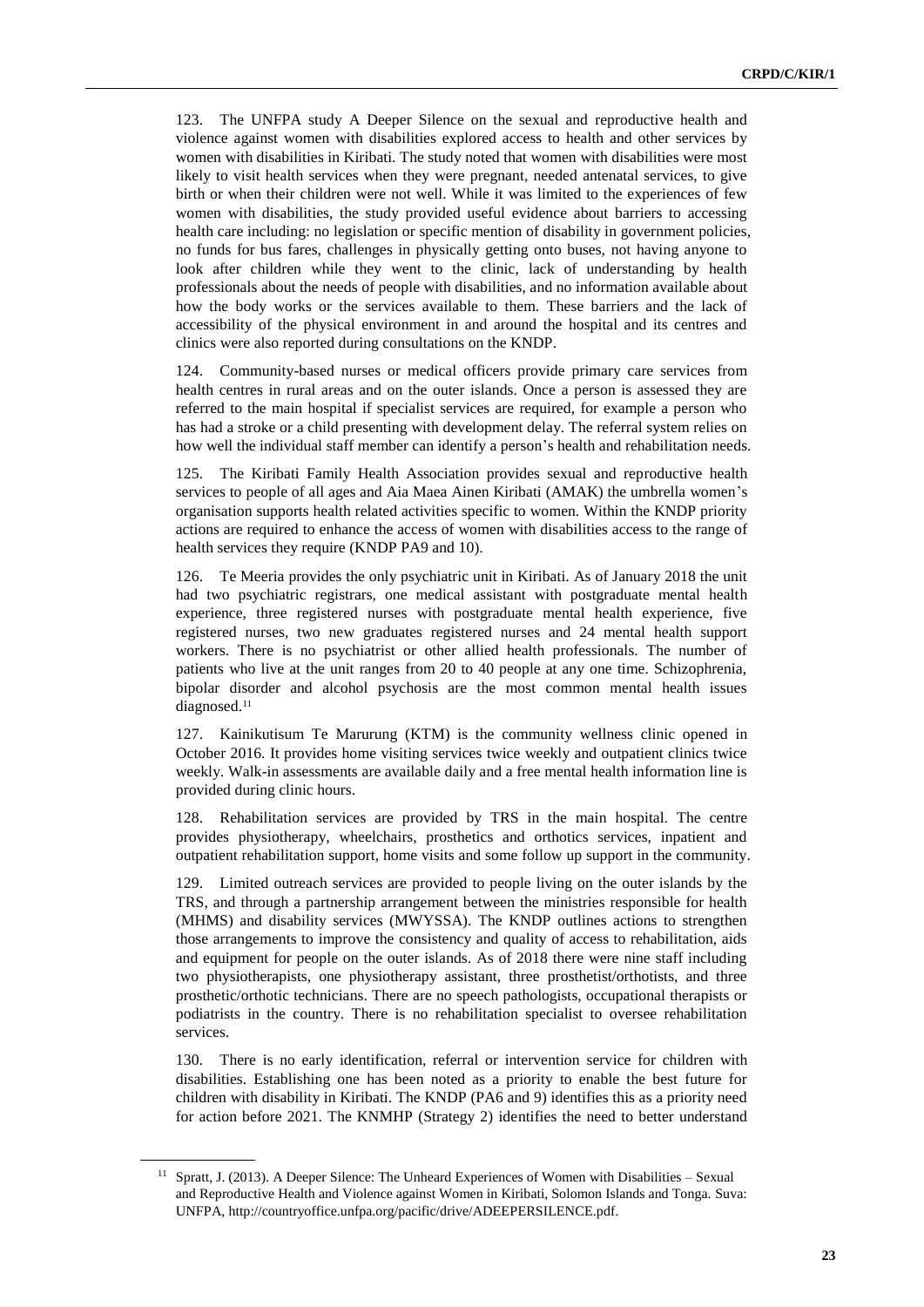123. The UNFPA study A Deeper Silence on the sexual and reproductive health and violence against women with disabilities explored access to health and other services by women with disabilities in Kiribati. The study noted that women with disabilities were most likely to visit health services when they were pregnant, needed antenatal services, to give birth or when their children were not well. While it was limited to the experiences of few women with disabilities, the study provided useful evidence about barriers to accessing health care including: no legislation or specific mention of disability in government policies, no funds for bus fares, challenges in physically getting onto buses, not having anyone to look after children while they went to the clinic, lack of understanding by health professionals about the needs of people with disabilities, and no information available about how the body works or the services available to them. These barriers and the lack of accessibility of the physical environment in and around the hospital and its centres and clinics were also reported during consultations on the KNDP.

124. Community-based nurses or medical officers provide primary care services from health centres in rural areas and on the outer islands. Once a person is assessed they are referred to the main hospital if specialist services are required, for example a person who has had a stroke or a child presenting with development delay. The referral system relies on how well the individual staff member can identify a person's health and rehabilitation needs.

125. The Kiribati Family Health Association provides sexual and reproductive health services to people of all ages and Aia Maea Ainen Kiribati (AMAK) the umbrella women's organisation supports health related activities specific to women. Within the KNDP priority actions are required to enhance the access of women with disabilities access to the range of health services they require (KNDP PA9 and 10).

126. Te Meeria provides the only psychiatric unit in Kiribati. As of January 2018 the unit had two psychiatric registrars, one medical assistant with postgraduate mental health experience, three registered nurses with postgraduate mental health experience, five registered nurses, two new graduates registered nurses and 24 mental health support workers. There is no psychiatrist or other allied health professionals. The number of patients who live at the unit ranges from 20 to 40 people at any one time. Schizophrenia, bipolar disorder and alcohol psychosis are the most common mental health issues diagnosed.[11]

127. Kainikutisum Te Marurung (KTM) is the community wellness clinic opened in October 2016. It provides home visiting services twice weekly and outpatient clinics twice weekly. Walk-in assessments are available daily and a free mental health information line is provided during clinic hours.

128. Rehabilitation services are provided by TRS in the main hospital. The centre provides physiotherapy, wheelchairs, prosthetics and orthotics services, inpatient and outpatient rehabilitation support, home visits and some follow up support in the community.

129. Limited outreach services are provided to people living on the outer islands by the TRS, and through a partnership arrangement between the ministries responsible for health (MHMS) and disability services (MWYSSA). The KNDP outlines actions to strengthen those arrangements to improve the consistency and quality of access to rehabilitation, aids and equipment for people on the outer islands. As of 2018 there were nine staff including two physiotherapists, one physiotherapy assistant, three prosthetist/orthotists, and three prosthetic/orthotic technicians. There are no speech pathologists, occupational therapists or podiatrists in the country. There is no rehabilitation specialist to oversee rehabilitation services.

130. There is no early identification, referral or intervention service for children with disabilities. Establishing one has been noted as a priority to enable the best future for children with disability in Kiribati. The KNDP (PA6 and 9) identifies this as a priority need for action before 2021. The KNMHP (Strategy 2) identifies the need to better understand

---

[11] Spratt, J. (2013). A Deeper Silence: The Unheard Experiences of Women with Disabilities – Sexual and Reproductive Health and Violence against Women in Kiribati, Solomon Islands and Tonga. Suva: UNFPA, http://countryoffice.unfpa.org/pacific/drive/ADEEPERSILENCE.pdf.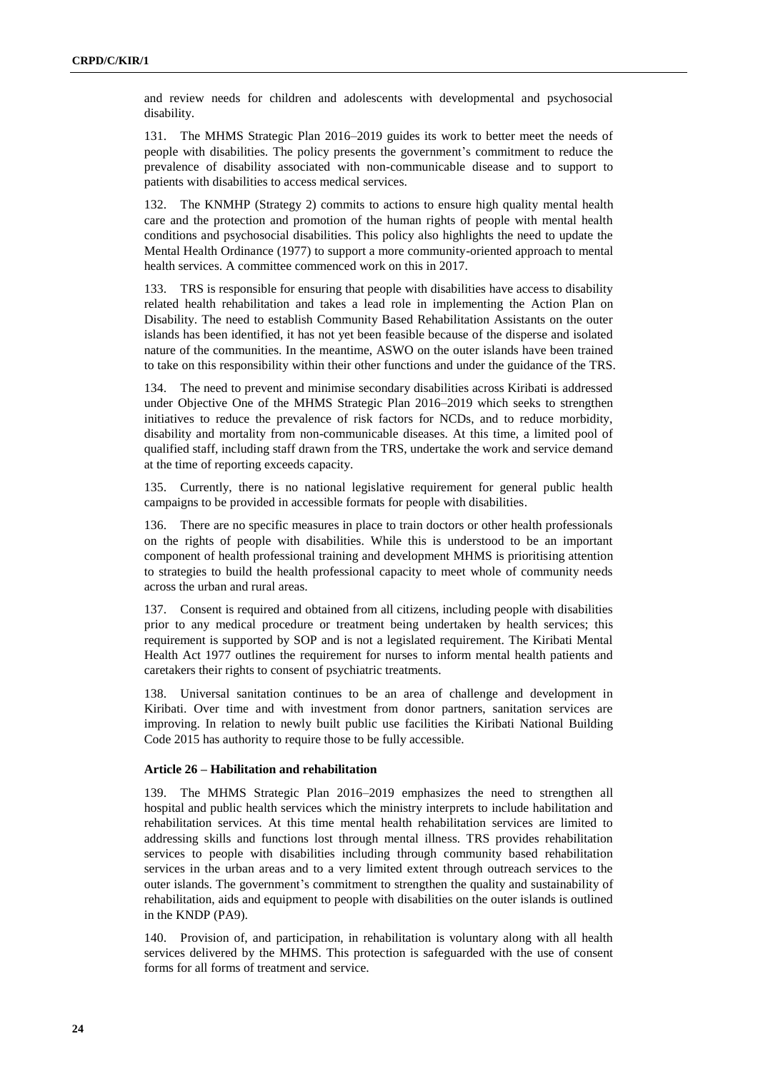and review needs for children and adolescents with developmental and psychosocial disability.

131. The MHMS Strategic Plan 2016–2019 guides its work to better meet the needs of people with disabilities. The policy presents the government's commitment to reduce the prevalence of disability associated with non-communicable disease and to support to patients with disabilities to access medical services.

132. The KNMHP (Strategy 2) commits to actions to ensure high quality mental health care and the protection and promotion of the human rights of people with mental health conditions and psychosocial disabilities. This policy also highlights the need to update the Mental Health Ordinance (1977) to support a more community-oriented approach to mental health services. A committee commenced work on this in 2017.

133. TRS is responsible for ensuring that people with disabilities have access to disability related health rehabilitation and takes a lead role in implementing the Action Plan on Disability. The need to establish Community Based Rehabilitation Assistants on the outer islands has been identified, it has not yet been feasible because of the disperse and isolated nature of the communities. In the meantime, ASWO on the outer islands have been trained to take on this responsibility within their other functions and under the guidance of the TRS.

134. The need to prevent and minimise secondary disabilities across Kiribati is addressed under Objective One of the MHMS Strategic Plan 2016–2019 which seeks to strengthen initiatives to reduce the prevalence of risk factors for NCDs, and to reduce morbidity, disability and mortality from non-communicable diseases. At this time, a limited pool of qualified staff, including staff drawn from the TRS, undertake the work and service demand at the time of reporting exceeds capacity.

135. Currently, there is no national legislative requirement for general public health campaigns to be provided in accessible formats for people with disabilities.

136. There are no specific measures in place to train doctors or other health professionals on the rights of people with disabilities. While this is understood to be an important component of health professional training and development MHMS is prioritising attention to strategies to build the health professional capacity to meet whole of community needs across the urban and rural areas.

137. Consent is required and obtained from all citizens, including people with disabilities prior to any medical procedure or treatment being undertaken by health services; this requirement is supported by SOP and is not a legislated requirement. The Kiribati Mental Health Act 1977 outlines the requirement for nurses to inform mental health patients and caretakers their rights to consent of psychiatric treatments.

138. Universal sanitation continues to be an area of challenge and development in Kiribati. Over time and with investment from donor partners, sanitation services are improving. In relation to newly built public use facilities the Kiribati National Building Code 2015 has authority to require those to be fully accessible.

### Article 26 – Habilitation and rehabilitation

139. The MHMS Strategic Plan 2016–2019 emphasizes the need to strengthen all hospital and public health services which the ministry interprets to include habilitation and rehabilitation services. At this time mental health rehabilitation services are limited to addressing skills and functions lost through mental illness. TRS provides rehabilitation services to people with disabilities including through community based rehabilitation services in the urban areas and to a very limited extent through outreach services to the outer islands. The government's commitment to strengthen the quality and sustainability of rehabilitation, aids and equipment to people with disabilities on the outer islands is outlined in the KNDP (PA9).

140. Provision of, and participation, in rehabilitation is voluntary along with all health services delivered by the MHMS. This protection is safeguarded with the use of consent forms for all forms of treatment and service.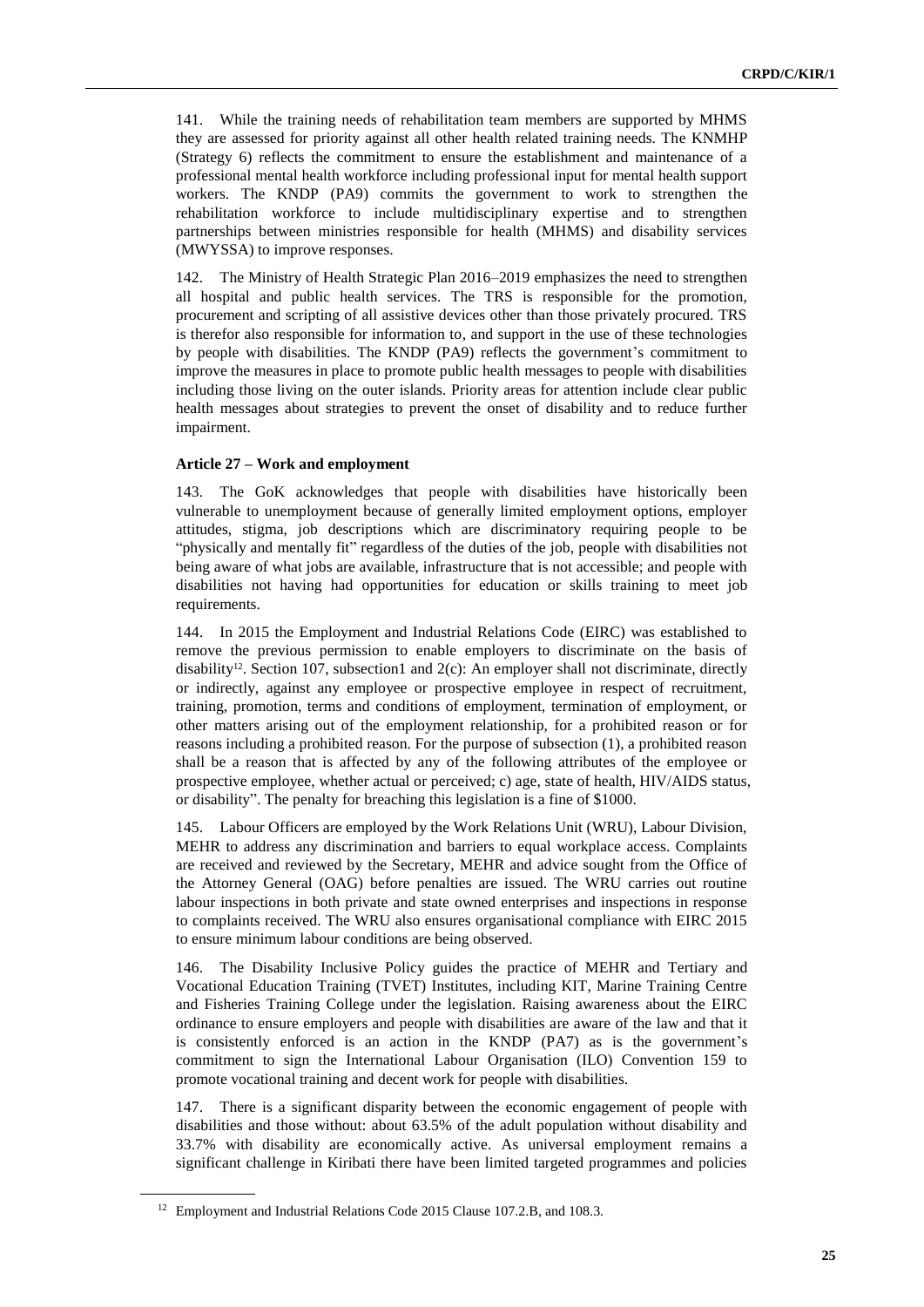141. While the training needs of rehabilitation team members are supported by MHMS they are assessed for priority against all other health related training needs. The KNMHP (Strategy 6) reflects the commitment to ensure the establishment and maintenance of a professional mental health workforce including professional input for mental health support workers. The KNDP (PA9) commits the government to work to strengthen the rehabilitation workforce to include multidisciplinary expertise and to strengthen partnerships between ministries responsible for health (MHMS) and disability services (MWYSSA) to improve responses.

142. The Ministry of Health Strategic Plan 2016–2019 emphasizes the need to strengthen all hospital and public health services. The TRS is responsible for the promotion, procurement and scripting of all assistive devices other than those privately procured. TRS is therefor also responsible for information to, and support in the use of these technologies by people with disabilities. The KNDP (PA9) reflects the government's commitment to improve the measures in place to promote public health messages to people with disabilities including those living on the outer islands. Priority areas for attention include clear public health messages about strategies to prevent the onset of disability and to reduce further impairment.

**Article 27 – Work and employment**

143. The GoK acknowledges that people with disabilities have historically been vulnerable to unemployment because of generally limited employment options, employer attitudes, stigma, job descriptions which are discriminatory requiring people to be "physically and mentally fit" regardless of the duties of the job, people with disabilities not being aware of what jobs are available, infrastructure that is not accessible; and people with disabilities not having had opportunities for education or skills training to meet job requirements.

144. In 2015 the Employment and Industrial Relations Code (EIRC) was established to remove the previous permission to enable employers to discriminate on the basis of disability[12]. Section 107, subsection1 and 2(c): An employer shall not discriminate, directly or indirectly, against any employee or prospective employee in respect of recruitment, training, promotion, terms and conditions of employment, termination of employment, or other matters arising out of the employment relationship, for a prohibited reason or for reasons including a prohibited reason. For the purpose of subsection (1), a prohibited reason shall be a reason that is affected by any of the following attributes of the employee or prospective employee, whether actual or perceived; c) age, state of health, HIV/AIDS status, or disability". The penalty for breaching this legislation is a fine of $1000.

145. Labour Officers are employed by the Work Relations Unit (WRU), Labour Division, MEHR to address any discrimination and barriers to equal workplace access. Complaints are received and reviewed by the Secretary, MEHR and advice sought from the Office of the Attorney General (OAG) before penalties are issued. The WRU carries out routine labour inspections in both private and state owned enterprises and inspections in response to complaints received. The WRU also ensures organisational compliance with EIRC 2015 to ensure minimum labour conditions are being observed.

146. The Disability Inclusive Policy guides the practice of MEHR and Tertiary and Vocational Education Training (TVET) Institutes, including KIT, Marine Training Centre and Fisheries Training College under the legislation. Raising awareness about the EIRC ordinance to ensure employers and people with disabilities are aware of the law and that it is consistently enforced is an action in the KNDP (PA7) as is the government's commitment to sign the International Labour Organisation (ILO) Convention 159 to promote vocational training and decent work for people with disabilities.

147. There is a significant disparity between the economic engagement of people with disabilities and those without: about 63.5% of the adult population without disability and 33.7% with disability are economically active. As universal employment remains a significant challenge in Kiribati there have been limited targeted programmes and policies

[12] Employment and Industrial Relations Code 2015 Clause 107.2.B, and 108.3.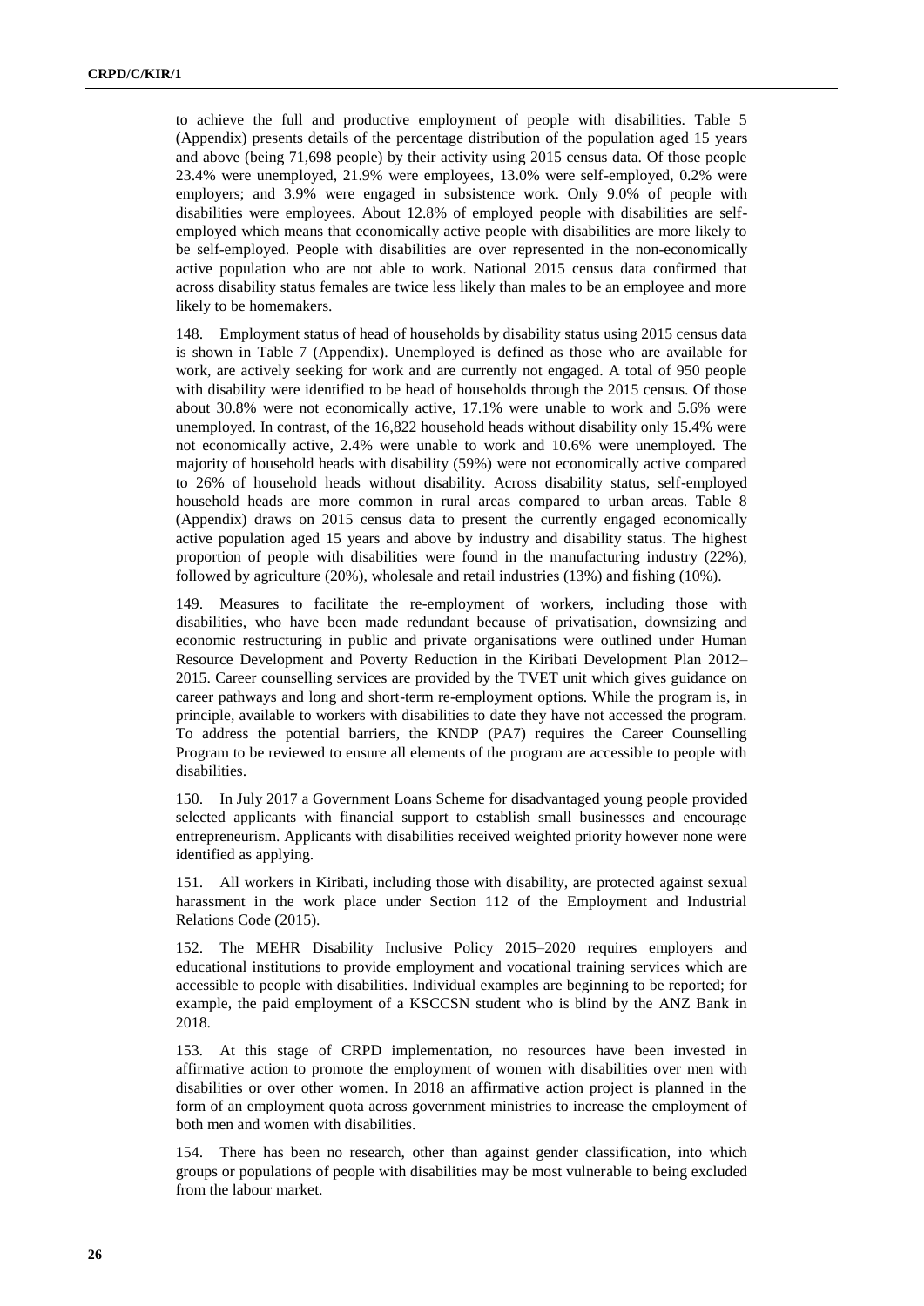to achieve the full and productive employment of people with disabilities. Table 5 (Appendix) presents details of the percentage distribution of the population aged 15 years and above (being 71,698 people) by their activity using 2015 census data. Of those people 23.4% were unemployed, 21.9% were employees, 13.0% were self-employed, 0.2% were employers; and 3.9% were engaged in subsistence work. Only 9.0% of people with disabilities were employees. About 12.8% of employed people with disabilities are self-employed which means that economically active people with disabilities are more likely to be self-employed. People with disabilities are over represented in the non-economically active population who are not able to work. National 2015 census data confirmed that across disability status females are twice less likely than males to be an employee and more likely to be homemakers.

148. Employment status of head of households by disability status using 2015 census data is shown in Table 7 (Appendix). Unemployed is defined as those who are available for work, are actively seeking for work and are currently not engaged. A total of 950 people with disability were identified to be head of households through the 2015 census. Of those about 30.8% were not economically active, 17.1% were unable to work and 5.6% were unemployed. In contrast, of the 16,822 household heads without disability only 15.4% were not economically active, 2.4% were unable to work and 10.6% were unemployed. The majority of household heads with disability (59%) were not economically active compared to 26% of household heads without disability. Across disability status, self-employed household heads are more common in rural areas compared to urban areas. Table 8 (Appendix) draws on 2015 census data to present the currently engaged economically active population aged 15 years and above by industry and disability status. The highest proportion of people with disabilities were found in the manufacturing industry (22%), followed by agriculture (20%), wholesale and retail industries (13%) and fishing (10%).

149. Measures to facilitate the re-employment of workers, including those with disabilities, who have been made redundant because of privatisation, downsizing and economic restructuring in public and private organisations were outlined under Human Resource Development and Poverty Reduction in the Kiribati Development Plan 2012–2015. Career counselling services are provided by the TVET unit which gives guidance on career pathways and long and short-term re-employment options. While the program is, in principle, available to workers with disabilities to date they have not accessed the program. To address the potential barriers, the KNDP (PA7) requires the Career Counselling Program to be reviewed to ensure all elements of the program are accessible to people with disabilities.

150. In July 2017 a Government Loans Scheme for disadvantaged young people provided selected applicants with financial support to establish small businesses and encourage entrepreneurism. Applicants with disabilities received weighted priority however none were identified as applying.

151. All workers in Kiribati, including those with disability, are protected against sexual harassment in the work place under Section 112 of the Employment and Industrial Relations Code (2015).

152. The MEHR Disability Inclusive Policy 2015–2020 requires employers and educational institutions to provide employment and vocational training services which are accessible to people with disabilities. Individual examples are beginning to be reported; for example, the paid employment of a KSCCSN student who is blind by the ANZ Bank in 2018.

153. At this stage of CRPD implementation, no resources have been invested in affirmative action to promote the employment of women with disabilities over men with disabilities or over other women. In 2018 an affirmative action project is planned in the form of an employment quota across government ministries to increase the employment of both men and women with disabilities.

154. There has been no research, other than against gender classification, into which groups or populations of people with disabilities may be most vulnerable to being excluded from the labour market.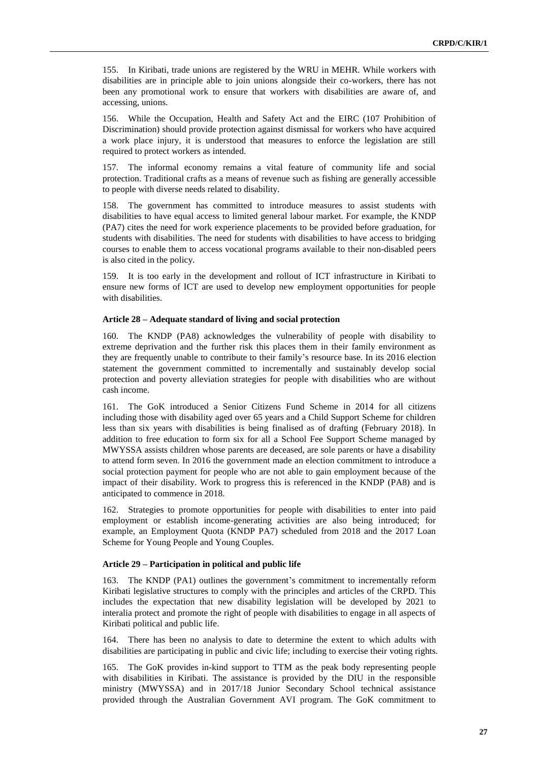155. In Kiribati, trade unions are registered by the WRU in MEHR. While workers with disabilities are in principle able to join unions alongside their co-workers, there has not been any promotional work to ensure that workers with disabilities are aware of, and accessing, unions.

156. While the Occupation, Health and Safety Act and the EIRC (107 Prohibition of Discrimination) should provide protection against dismissal for workers who have acquired a work place injury, it is understood that measures to enforce the legislation are still required to protect workers as intended.

157. The informal economy remains a vital feature of community life and social protection. Traditional crafts as a means of revenue such as fishing are generally accessible to people with diverse needs related to disability.

158. The government has committed to introduce measures to assist students with disabilities to have equal access to limited general labour market. For example, the KNDP (PA7) cites the need for work experience placements to be provided before graduation, for students with disabilities. The need for students with disabilities to have access to bridging courses to enable them to access vocational programs available to their non-disabled peers is also cited in the policy.

159. It is too early in the development and rollout of ICT infrastructure in Kiribati to ensure new forms of ICT are used to develop new employment opportunities for people with disabilities.

#### Article 28 – Adequate standard of living and social protection

160. The KNDP (PA8) acknowledges the vulnerability of people with disability to extreme deprivation and the further risk this places them in their family environment as they are frequently unable to contribute to their family's resource base. In its 2016 election statement the government committed to incrementally and sustainably develop social protection and poverty alleviation strategies for people with disabilities who are without cash income.

161. The GoK introduced a Senior Citizens Fund Scheme in 2014 for all citizens including those with disability aged over 65 years and a Child Support Scheme for children less than six years with disabilities is being finalised as of drafting (February 2018). In addition to free education to form six for all a School Fee Support Scheme managed by MWYSSA assists children whose parents are deceased, are sole parents or have a disability to attend form seven. In 2016 the government made an election commitment to introduce a social protection payment for people who are not able to gain employment because of the impact of their disability. Work to progress this is referenced in the KNDP (PA8) and is anticipated to commence in 2018.

162. Strategies to promote opportunities for people with disabilities to enter into paid employment or establish income-generating activities are also being introduced; for example, an Employment Quota (KNDP PA7) scheduled from 2018 and the 2017 Loan Scheme for Young People and Young Couples.

#### Article 29 – Participation in political and public life

163. The KNDP (PA1) outlines the government's commitment to incrementally reform Kiribati legislative structures to comply with the principles and articles of the CRPD. This includes the expectation that new disability legislation will be developed by 2021 to interalia protect and promote the right of people with disabilities to engage in all aspects of Kiribati political and public life.

164. There has been no analysis to date to determine the extent to which adults with disabilities are participating in public and civic life; including to exercise their voting rights.

165. The GoK provides in-kind support to TTM as the peak body representing people with disabilities in Kiribati. The assistance is provided by the DIU in the responsible ministry (MWYSSA) and in 2017/18 Junior Secondary School technical assistance provided through the Australian Government AVI program. The GoK commitment to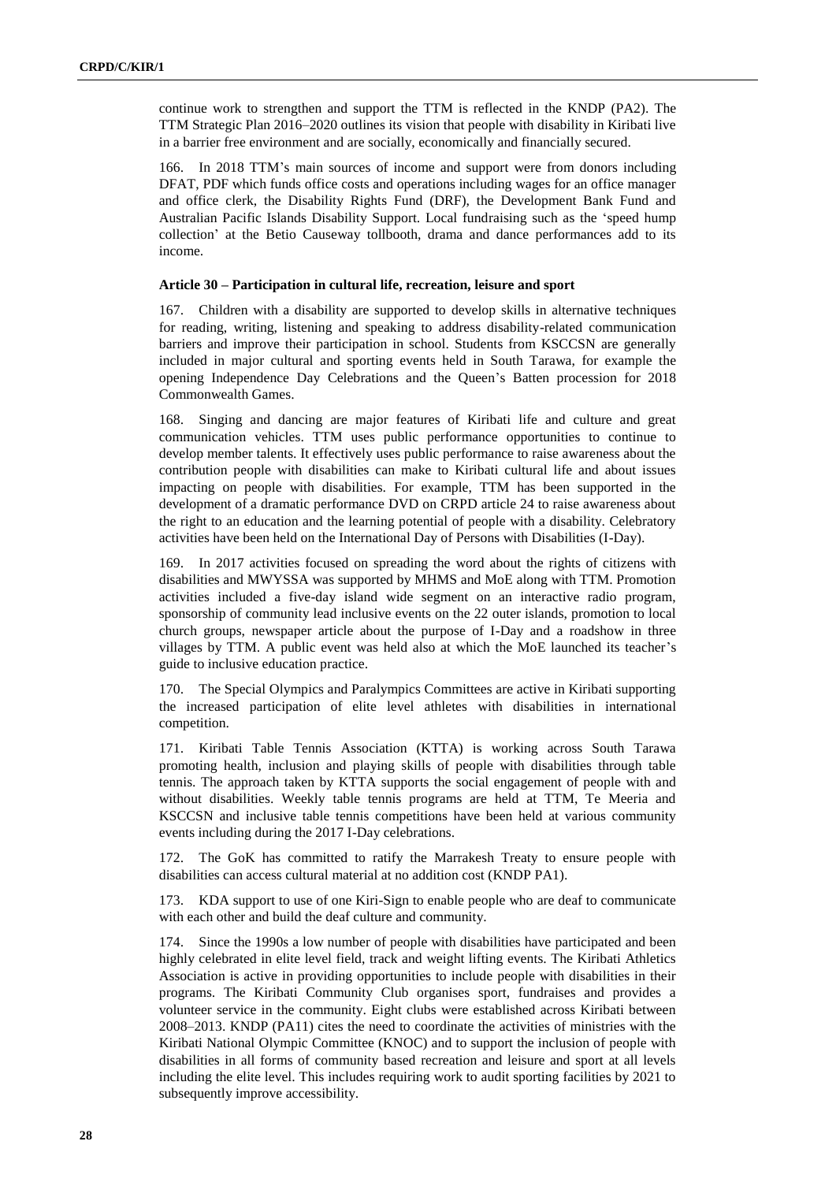continue work to strengthen and support the TTM is reflected in the KNDP (PA2). The TTM Strategic Plan 2016–2020 outlines its vision that people with disability in Kiribati live in a barrier free environment and are socially, economically and financially secured.

166. In 2018 TTM's main sources of income and support were from donors including DFAT, PDF which funds office costs and operations including wages for an office manager and office clerk, the Disability Rights Fund (DRF), the Development Bank Fund and Australian Pacific Islands Disability Support. Local fundraising such as the 'speed hump collection' at the Betio Causeway tollbooth, drama and dance performances add to its income.

**Article 30 – Participation in cultural life, recreation, leisure and sport**

167. Children with a disability are supported to develop skills in alternative techniques for reading, writing, listening and speaking to address disability-related communication barriers and improve their participation in school. Students from KSCCSN are generally included in major cultural and sporting events held in South Tarawa, for example the opening Independence Day Celebrations and the Queen's Batten procession for 2018 Commonwealth Games.

168. Singing and dancing are major features of Kiribati life and culture and great communication vehicles. TTM uses public performance opportunities to continue to develop member talents. It effectively uses public performance to raise awareness about the contribution people with disabilities can make to Kiribati cultural life and about issues impacting on people with disabilities. For example, TTM has been supported in the development of a dramatic performance DVD on CRPD article 24 to raise awareness about the right to an education and the learning potential of people with a disability. Celebratory activities have been held on the International Day of Persons with Disabilities (I-Day).

169. In 2017 activities focused on spreading the word about the rights of citizens with disabilities and MWYSSA was supported by MHMS and MoE along with TTM. Promotion activities included a five-day island wide segment on an interactive radio program, sponsorship of community lead inclusive events on the 22 outer islands, promotion to local church groups, newspaper article about the purpose of I-Day and a roadshow in three villages by TTM. A public event was held also at which the MoE launched its teacher's guide to inclusive education practice.

170. The Special Olympics and Paralympics Committees are active in Kiribati supporting the increased participation of elite level athletes with disabilities in international competition.

171. Kiribati Table Tennis Association (KTTA) is working across South Tarawa promoting health, inclusion and playing skills of people with disabilities through table tennis. The approach taken by KTTA supports the social engagement of people with and without disabilities. Weekly table tennis programs are held at TTM, Te Meeria and KSCCSN and inclusive table tennis competitions have been held at various community events including during the 2017 I-Day celebrations.

172. The GoK has committed to ratify the Marrakesh Treaty to ensure people with disabilities can access cultural material at no addition cost (KNDP PA1).

173. KDA support to use of one Kiri-Sign to enable people who are deaf to communicate with each other and build the deaf culture and community.

174. Since the 1990s a low number of people with disabilities have participated and been highly celebrated in elite level field, track and weight lifting events. The Kiribati Athletics Association is active in providing opportunities to include people with disabilities in their programs. The Kiribati Community Club organises sport, fundraises and provides a volunteer service in the community. Eight clubs were established across Kiribati between 2008–2013. KNDP (PA11) cites the need to coordinate the activities of ministries with the Kiribati National Olympic Committee (KNOC) and to support the inclusion of people with disabilities in all forms of community based recreation and leisure and sport at all levels including the elite level. This includes requiring work to audit sporting facilities by 2021 to subsequently improve accessibility.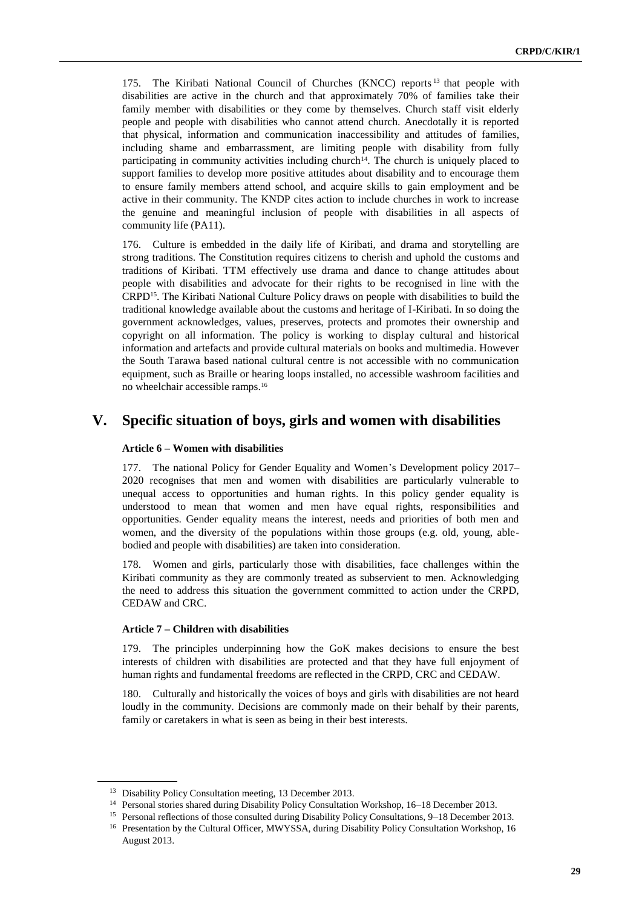175. The Kiribati National Council of Churches (KNCC) reports[13] that people with disabilities are active in the church and that approximately 70% of families take their family member with disabilities or they come by themselves. Church staff visit elderly people and people with disabilities who cannot attend church. Anecdotally it is reported that physical, information and communication inaccessibility and attitudes of families, including shame and embarrassment, are limiting people with disability from fully participating in community activities including church[14]. The church is uniquely placed to support families to develop more positive attitudes about disability and to encourage them to ensure family members attend school, and acquire skills to gain employment and be active in their community. The KNDP cites action to include churches in work to increase the genuine and meaningful inclusion of people with disabilities in all aspects of community life (PA11).

176. Culture is embedded in the daily life of Kiribati, and drama and storytelling are strong traditions. The Constitution requires citizens to cherish and uphold the customs and traditions of Kiribati. TTM effectively use drama and dance to change attitudes about people with disabilities and advocate for their rights to be recognised in line with the CRPD[15]. The Kiribati National Culture Policy draws on people with disabilities to build the traditional knowledge available about the customs and heritage of I-Kiribati. In so doing the government acknowledges, values, preserves, protects and promotes their ownership and copyright on all information. The policy is working to display cultural and historical information and artefacts and provide cultural materials on books and multimedia. However the South Tarawa based national cultural centre is not accessible with no communication equipment, such as Braille or hearing loops installed, no accessible washroom facilities and no wheelchair accessible ramps.[16]

# V. Specific situation of boys, girls and women with disabilities

### Article 6 – Women with disabilities

177. The national Policy for Gender Equality and Women's Development policy 2017–2020 recognises that men and women with disabilities are particularly vulnerable to unequal access to opportunities and human rights. In this policy gender equality is understood to mean that women and men have equal rights, responsibilities and opportunities. Gender equality means the interest, needs and priorities of both men and women, and the diversity of the populations within those groups (e.g. old, young, able-bodied and people with disabilities) are taken into consideration.

178. Women and girls, particularly those with disabilities, face challenges within the Kiribati community as they are commonly treated as subservient to men. Acknowledging the need to address this situation the government committed to action under the CRPD, CEDAW and CRC.

### Article 7 – Children with disabilities

179. The principles underpinning how the GoK makes decisions to ensure the best interests of children with disabilities are protected and that they have full enjoyment of human rights and fundamental freedoms are reflected in the CRPD, CRC and CEDAW.

180. Culturally and historically the voices of boys and girls with disabilities are not heard loudly in the community. Decisions are commonly made on their behalf by their parents, family or caretakers in what is seen as being in their best interests.

---

[13] Disability Policy Consultation meeting, 13 December 2013.

[14] Personal stories shared during Disability Policy Consultation Workshop, 16–18 December 2013.

[15] Personal reflections of those consulted during Disability Policy Consultations, 9–18 December 2013.

[16] Presentation by the Cultural Officer, MWYSSA, during Disability Policy Consultation Workshop, 16 August 2013.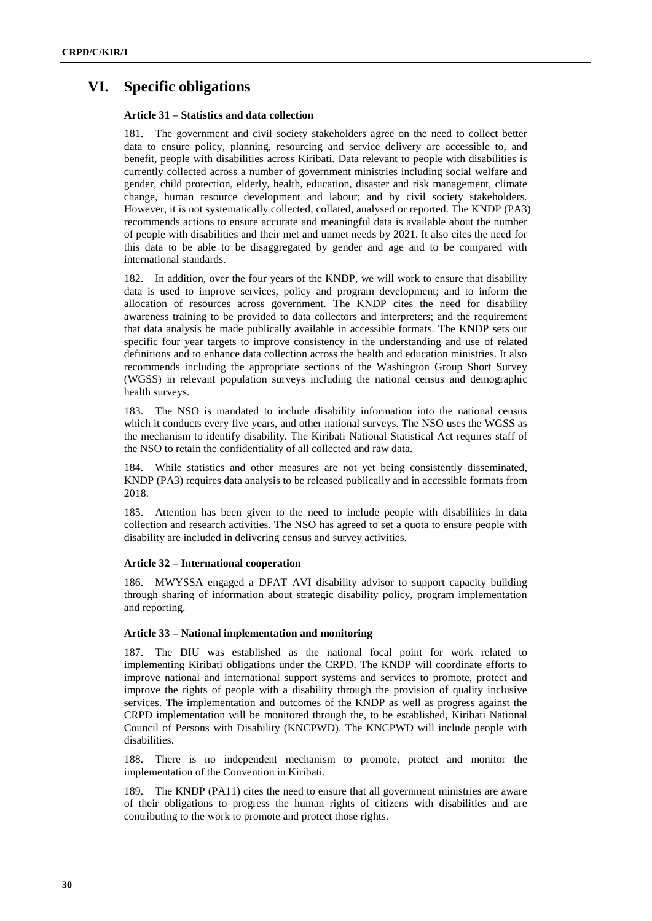# VI. Specific obligations

### Article 31 – Statistics and data collection

181. The government and civil society stakeholders agree on the need to collect better data to ensure policy, planning, resourcing and service delivery are accessible to, and benefit, people with disabilities across Kiribati. Data relevant to people with disabilities is currently collected across a number of government ministries including social welfare and gender, child protection, elderly, health, education, disaster and risk management, climate change, human resource development and labour; and by civil society stakeholders. However, it is not systematically collected, collated, analysed or reported. The KNDP (PA3) recommends actions to ensure accurate and meaningful data is available about the number of people with disabilities and their met and unmet needs by 2021. It also cites the need for this data to be able to be disaggregated by gender and age and to be compared with international standards.

182. In addition, over the four years of the KNDP, we will work to ensure that disability data is used to improve services, policy and program development; and to inform the allocation of resources across government. The KNDP cites the need for disability awareness training to be provided to data collectors and interpreters; and the requirement that data analysis be made publically available in accessible formats. The KNDP sets out specific four year targets to improve consistency in the understanding and use of related definitions and to enhance data collection across the health and education ministries. It also recommends including the appropriate sections of the Washington Group Short Survey (WGSS) in relevant population surveys including the national census and demographic health surveys.

183. The NSO is mandated to include disability information into the national census which it conducts every five years, and other national surveys. The NSO uses the WGSS as the mechanism to identify disability. The Kiribati National Statistical Act requires staff of the NSO to retain the confidentiality of all collected and raw data.

184. While statistics and other measures are not yet being consistently disseminated, KNDP (PA3) requires data analysis to be released publically and in accessible formats from 2018.

185. Attention has been given to the need to include people with disabilities in data collection and research activities. The NSO has agreed to set a quota to ensure people with disability are included in delivering census and survey activities.

### Article 32 – International cooperation

186. MWYSSA engaged a DFAT AVI disability advisor to support capacity building through sharing of information about strategic disability policy, program implementation and reporting.

### Article 33 – National implementation and monitoring

187. The DIU was established as the national focal point for work related to implementing Kiribati obligations under the CRPD. The KNDP will coordinate efforts to improve national and international support systems and services to promote, protect and improve the rights of people with a disability through the provision of quality inclusive services. The implementation and outcomes of the KNDP as well as progress against the CRPD implementation will be monitored through the, to be established, Kiribati National Council of Persons with Disability (KNCPWD). The KNCPWD will include people with disabilities.

188. There is no independent mechanism to promote, protect and monitor the implementation of the Convention in Kiribati.

189. The KNDP (PA11) cites the need to ensure that all government ministries are aware of their obligations to progress the human rights of citizens with disabilities and are contributing to the work to promote and protect those rights.